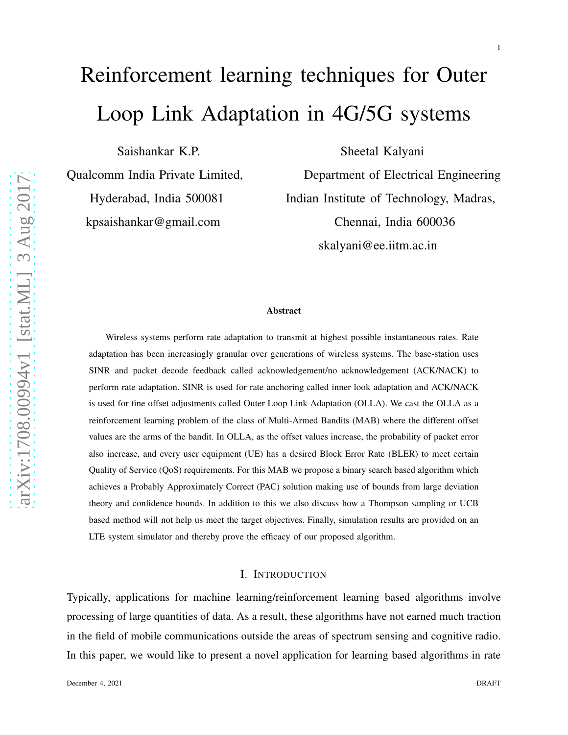# Reinforcement learning techniques for Outer Loop Link Adaptation in 4G/5G systems

Saishankar K.P.
Qualcomm India Private Limited,
Hyderabad, India 500081
kpsaishankar@gmail.com

Sheetal Kalyani
Department of Electrical Engineering
Indian Institute of Technology, Madras,
Chennai, India 600036
skalyani@ee.iitm.ac.in

**Abstract**

Wireless systems perform rate adaptation to transmit at highest possible instantaneous rates. Rate adaptation has been increasingly granular over generations of wireless systems. The base-station uses SINR and packet decode feedback called acknowledgement/no acknowledgement (ACK/NACK) to perform rate adaptation. SINR is used for rate anchoring called inner look adaptation and ACK/NACK is used for fine offset adjustments called Outer Loop Link Adaptation (OLLA). We cast the OLLA as a reinforcement learning problem of the class of Multi-Armed Bandits (MAB) where the different offset values are the arms of the bandit. In OLLA, as the offset values increase, the probability of packet error also increase, and every user equipment (UE) has a desired Block Error Rate (BLER) to meet certain Quality of Service (QoS) requirements. For this MAB we propose a binary search based algorithm which achieves a Probably Approximately Correct (PAC) solution making use of bounds from large deviation theory and confidence bounds. In addition to this we also discuss how a Thompson sampling or UCB based method will not help us meet the target objectives. Finally, simulation results are provided on an LTE system simulator and thereby prove the efficacy of our proposed algorithm.

## I. Introduction

Typically, applications for machine learning/reinforcement learning based algorithms involve processing of large quantities of data. As a result, these algorithms have not earned much traction in the field of mobile communications outside the areas of spectrum sensing and cognitive radio. In this paper, we would like to present a novel application for learning based algorithms in rate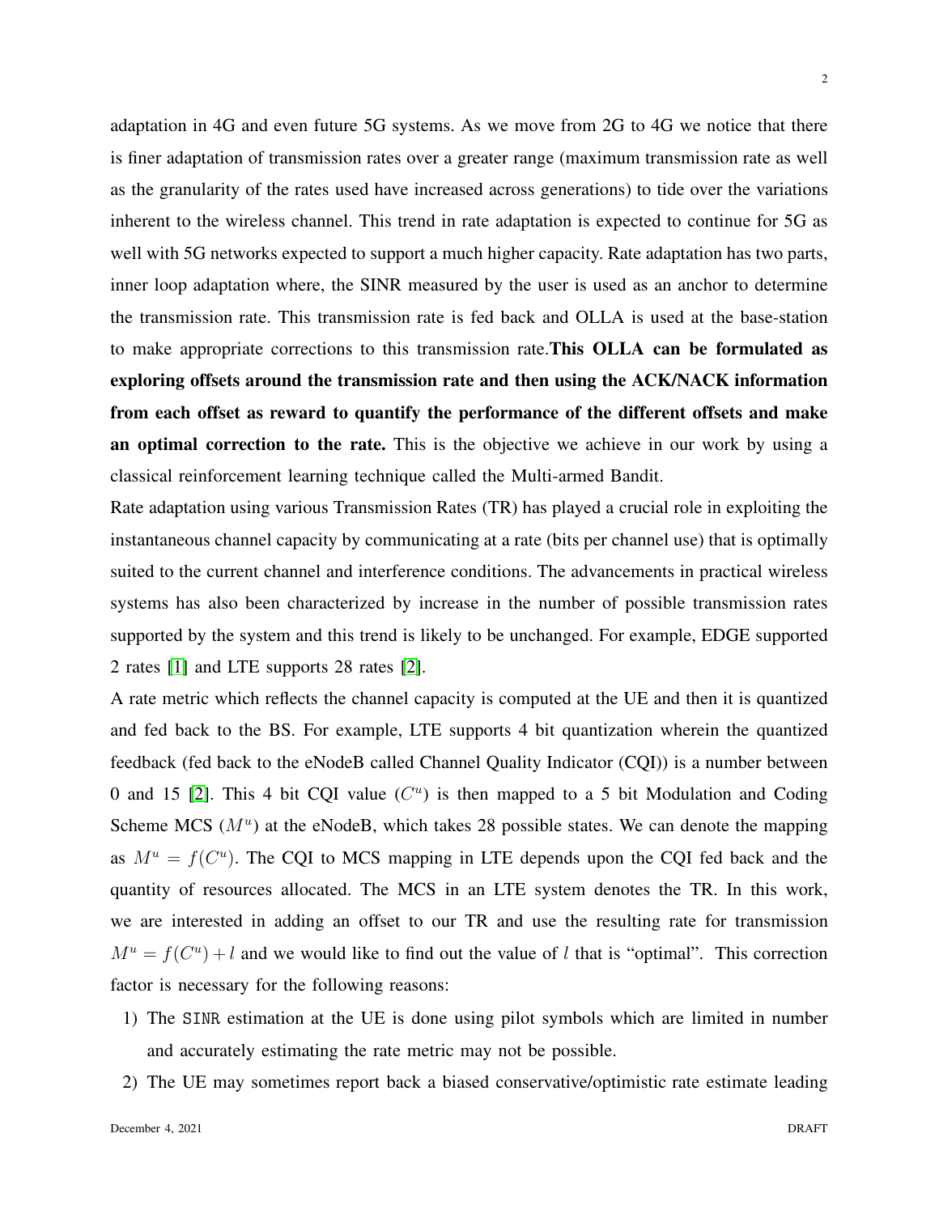adaptation in 4G and even future 5G systems. As we move from 2G to 4G we notice that there is finer adaptation of transmission rates over a greater range (maximum transmission rate as well as the granularity of the rates used have increased across generations) to tide over the variations inherent to the wireless channel. This trend in rate adaptation is expected to continue for 5G as well with 5G networks expected to support a much higher capacity. Rate adaptation has two parts, inner loop adaptation where, the SINR measured by the user is used as an anchor to determine the transmission rate. This transmission rate is fed back and OLLA is used at the base-station to make appropriate corrections to this transmission rate.**This OLLA can be formulated as exploring offsets around the transmission rate and then using the ACK/NACK information from each offset as reward to quantify the performance of the different offsets and make an optimal correction to the rate.** This is the objective we achieve in our work by using a classical reinforcement learning technique called the Multi-armed Bandit.

Rate adaptation using various Transmission Rates (TR) has played a crucial role in exploiting the instantaneous channel capacity by communicating at a rate (bits per channel use) that is optimally suited to the current channel and interference conditions. The advancements in practical wireless systems has also been characterized by increase in the number of possible transmission rates supported by the system and this trend is likely to be unchanged. For example, EDGE supported 2 rates [1] and LTE supports 28 rates [2].

A rate metric which reflects the channel capacity is computed at the UE and then it is quantized and fed back to the BS. For example, LTE supports 4 bit quantization wherein the quantized feedback (fed back to the eNodeB called Channel Quality Indicator (CQI)) is a number between 0 and 15 [2]. This 4 bit CQI value ($C^u$) is then mapped to a 5 bit Modulation and Coding Scheme MCS ($M^u$) at the eNodeB, which takes 28 possible states. We can denote the mapping as $M^u = f(C^u)$. The CQI to MCS mapping in LTE depends upon the CQI fed back and the quantity of resources allocated. The MCS in an LTE system denotes the TR. In this work, we are interested in adding an offset to our TR and use the resulting rate for transmission $M^u = f(C^u) + l$ and we would like to find out the value of $l$ that is "optimal". This correction factor is necessary for the following reasons:

1) The SINR estimation at the UE is done using pilot symbols which are limited in number and accurately estimating the rate metric may not be possible.
2) The UE may sometimes report back a biased conservative/optimistic rate estimate leading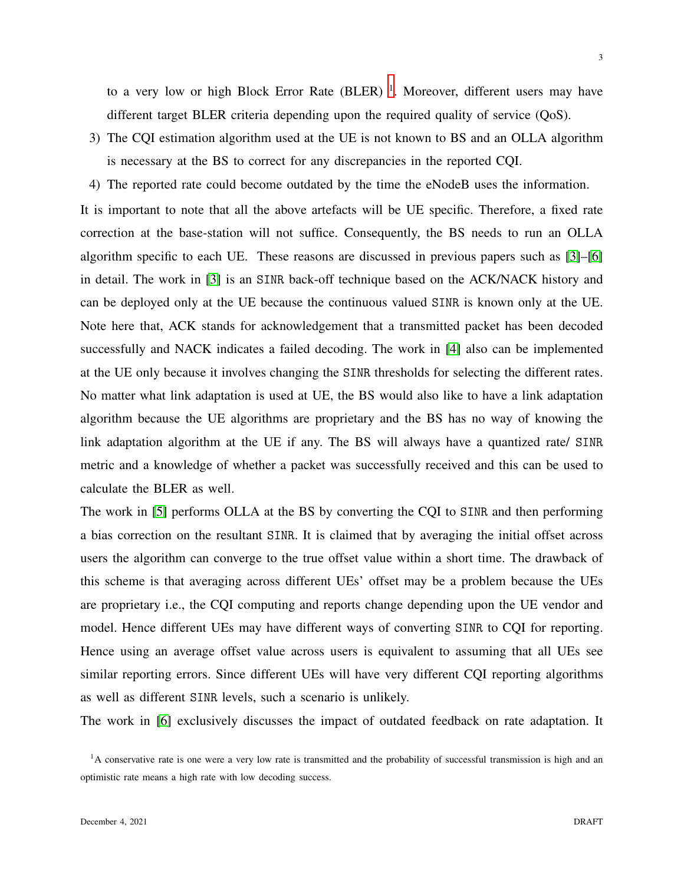to a very low or high Block Error Rate (BLER) [1]. Moreover, different users may have different target BLER criteria depending upon the required quality of service (QoS).

3) The CQI estimation algorithm used at the UE is not known to BS and an OLLA algorithm is necessary at the BS to correct for any discrepancies in the reported CQI.
4) The reported rate could become outdated by the time the eNodeB uses the information.

It is important to note that all the above artefacts will be UE specific. Therefore, a fixed rate correction at the base-station will not suffice. Consequently, the BS needs to run an OLLA algorithm specific to each UE. These reasons are discussed in previous papers such as [3]–[6] in detail. The work in [3] is an SINR back-off technique based on the ACK/NACK history and can be deployed only at the UE because the continuous valued SINR is known only at the UE. Note here that, ACK stands for acknowledgement that a transmitted packet has been decoded successfully and NACK indicates a failed decoding. The work in [4] also can be implemented at the UE only because it involves changing the SINR thresholds for selecting the different rates. No matter what link adaptation is used at UE, the BS would also like to have a link adaptation algorithm because the UE algorithms are proprietary and the BS has no way of knowing the link adaptation algorithm at the UE if any. The BS will always have a quantized rate/ SINR metric and a knowledge of whether a packet was successfully received and this can be used to calculate the BLER as well.

The work in [5] performs OLLA at the BS by converting the CQI to SINR and then performing a bias correction on the resultant SINR. It is claimed that by averaging the initial offset across users the algorithm can converge to the true offset value within a short time. The drawback of this scheme is that averaging across different UEs' offset may be a problem because the UEs are proprietary i.e., the CQI computing and reports change depending upon the UE vendor and model. Hence different UEs may have different ways of converting SINR to CQI for reporting. Hence using an average offset value across users is equivalent to assuming that all UEs see similar reporting errors. Since different UEs will have very different CQI reporting algorithms as well as different SINR levels, such a scenario is unlikely.

The work in [6] exclusively discusses the impact of outdated feedback on rate adaptation. It

[1] A conservative rate is one were a very low rate is transmitted and the probability of successful transmission is high and an optimistic rate means a high rate with low decoding success.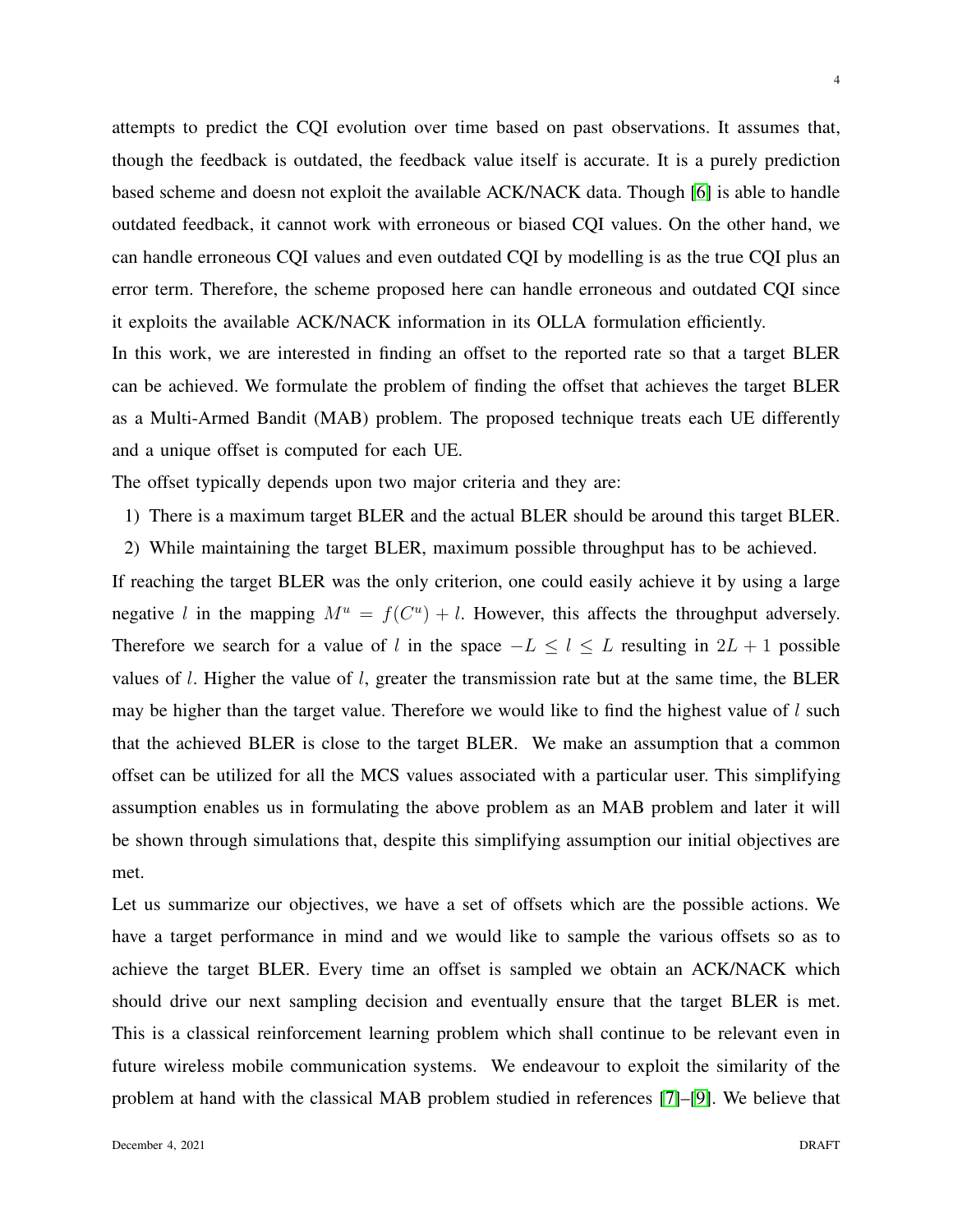attempts to predict the CQI evolution over time based on past observations. It assumes that, though the feedback is outdated, the feedback value itself is accurate. It is a purely prediction based scheme and doesn not exploit the available ACK/NACK data. Though [6] is able to handle outdated feedback, it cannot work with erroneous or biased CQI values. On the other hand, we can handle erroneous CQI values and even outdated CQI by modelling is as the true CQI plus an error term. Therefore, the scheme proposed here can handle erroneous and outdated CQI since it exploits the available ACK/NACK information in its OLLA formulation efficiently.

In this work, we are interested in finding an offset to the reported rate so that a target BLER can be achieved. We formulate the problem of finding the offset that achieves the target BLER as a Multi-Armed Bandit (MAB) problem. The proposed technique treats each UE differently and a unique offset is computed for each UE.

The offset typically depends upon two major criteria and they are:

1) There is a maximum target BLER and the actual BLER should be around this target BLER.
2) While maintaining the target BLER, maximum possible throughput has to be achieved.

If reaching the target BLER was the only criterion, one could easily achieve it by using a large negative $l$ in the mapping $M^u = f(C^u) + l$. However, this affects the throughput adversely. Therefore we search for a value of $l$ in the space $-L \leq l \leq L$ resulting in $2L + 1$ possible values of $l$. Higher the value of $l$, greater the transmission rate but at the same time, the BLER may be higher than the target value. Therefore we would like to find the highest value of $l$ such that the achieved BLER is close to the target BLER. We make an assumption that a common offset can be utilized for all the MCS values associated with a particular user. This simplifying assumption enables us in formulating the above problem as an MAB problem and later it will be shown through simulations that, despite this simplifying assumption our initial objectives are met.

Let us summarize our objectives, we have a set of offsets which are the possible actions. We have a target performance in mind and we would like to sample the various offsets so as to achieve the target BLER. Every time an offset is sampled we obtain an ACK/NACK which should drive our next sampling decision and eventually ensure that the target BLER is met. This is a classical reinforcement learning problem which shall continue to be relevant even in future wireless mobile communication systems. We endeavour to exploit the similarity of the problem at hand with the classical MAB problem studied in references [7]–[9]. We believe that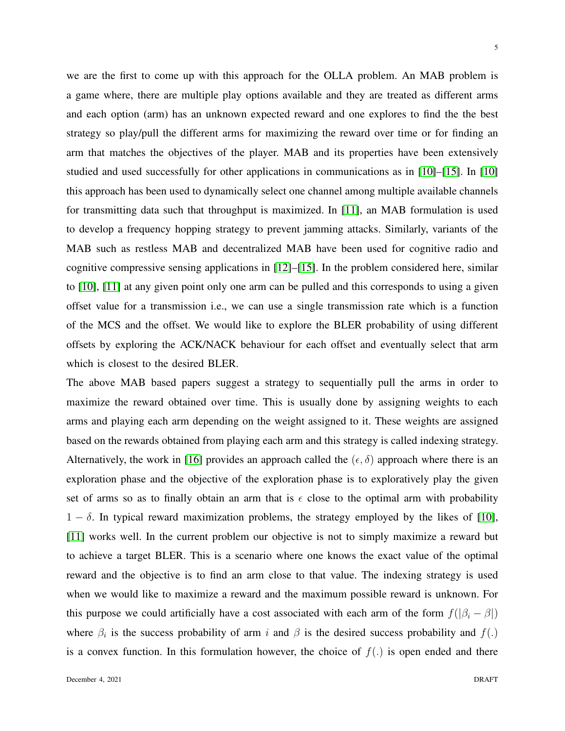we are the first to come up with this approach for the OLLA problem. An MAB problem is a game where, there are multiple play options available and they are treated as different arms and each option (arm) has an unknown expected reward and one explores to find the the best strategy so play/pull the different arms for maximizing the reward over time or for finding an arm that matches the objectives of the player. MAB and its properties have been extensively studied and used successfully for other applications in communications as in [10]–[15]. In [10] this approach has been used to dynamically select one channel among multiple available channels for transmitting data such that throughput is maximized. In [11], an MAB formulation is used to develop a frequency hopping strategy to prevent jamming attacks. Similarly, variants of the MAB such as restless MAB and decentralized MAB have been used for cognitive radio and cognitive compressive sensing applications in [12]–[15]. In the problem considered here, similar to [10], [11] at any given point only one arm can be pulled and this corresponds to using a given offset value for a transmission i.e., we can use a single transmission rate which is a function of the MCS and the offset. We would like to explore the BLER probability of using different offsets by exploring the ACK/NACK behaviour for each offset and eventually select that arm which is closest to the desired BLER.

The above MAB based papers suggest a strategy to sequentially pull the arms in order to maximize the reward obtained over time. This is usually done by assigning weights to each arms and playing each arm depending on the weight assigned to it. These weights are assigned based on the rewards obtained from playing each arm and this strategy is called indexing strategy. Alternatively, the work in [16] provides an approach called the $(\epsilon, \delta)$ approach where there is an exploration phase and the objective of the exploration phase is to exploratively play the given set of arms so as to finally obtain an arm that is $\epsilon$ close to the optimal arm with probability $1 - \delta$. In typical reward maximization problems, the strategy employed by the likes of [10], [11] works well. In the current problem our objective is not to simply maximize a reward but to achieve a target BLER. This is a scenario where one knows the exact value of the optimal reward and the objective is to find an arm close to that value. The indexing strategy is used when we would like to maximize a reward and the maximum possible reward is unknown. For this purpose we could artificially have a cost associated with each arm of the form $f(|\beta_i - \beta|)$ where $\beta_i$ is the success probability of arm $i$ and $\beta$ is the desired success probability and $f(.)$ is a convex function. In this formulation however, the choice of $f(.)$ is open ended and there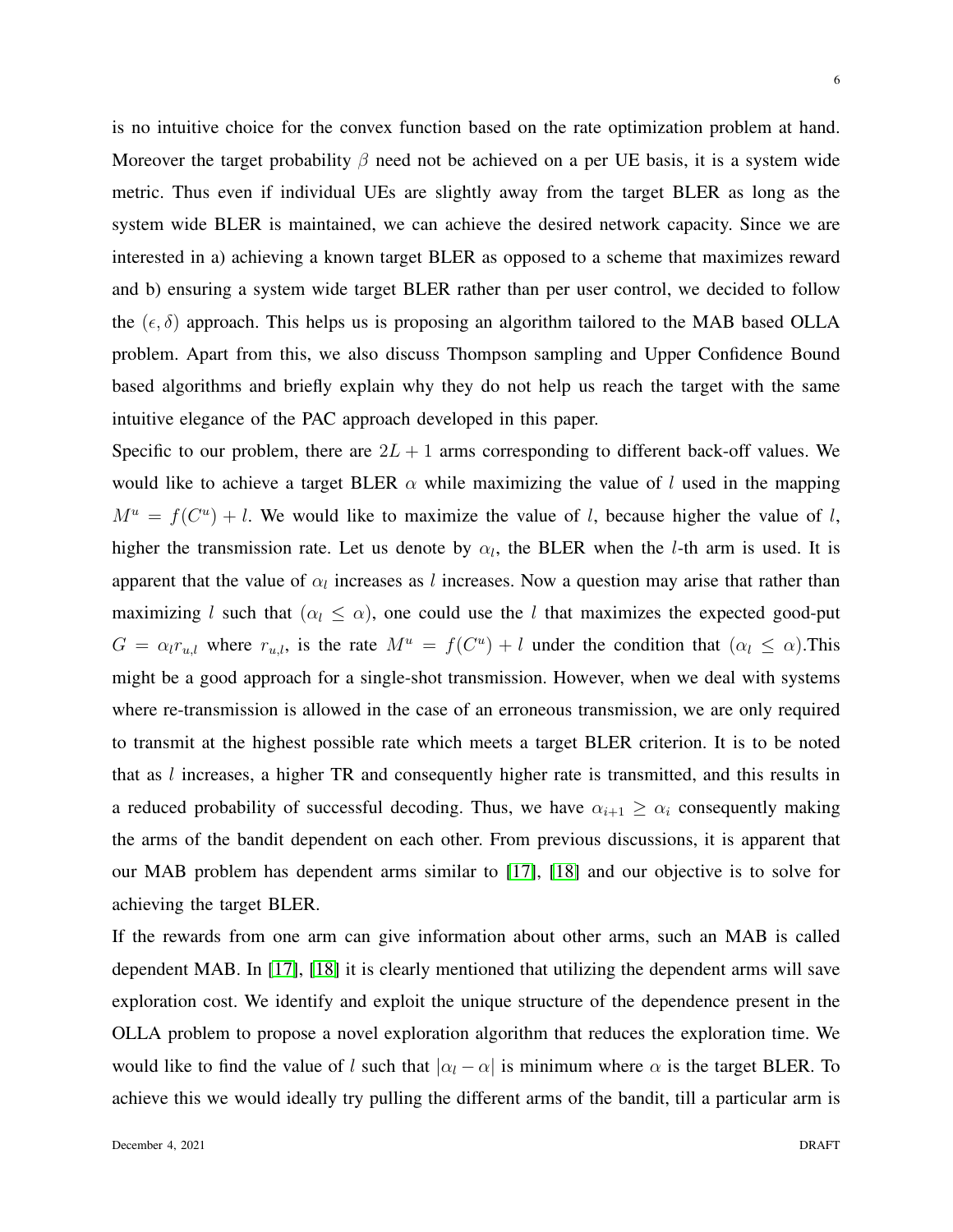is no intuitive choice for the convex function based on the rate optimization problem at hand. Moreover the target probability $\beta$ need not be achieved on a per UE basis, it is a system wide metric. Thus even if individual UEs are slightly away from the target BLER as long as the system wide BLER is maintained, we can achieve the desired network capacity. Since we are interested in a) achieving a known target BLER as opposed to a scheme that maximizes reward and b) ensuring a system wide target BLER rather than per user control, we decided to follow the $(\epsilon, \delta)$ approach. This helps us is proposing an algorithm tailored to the MAB based OLLA problem. Apart from this, we also discuss Thompson sampling and Upper Confidence Bound based algorithms and briefly explain why they do not help us reach the target with the same intuitive elegance of the PAC approach developed in this paper.

Specific to our problem, there are $2L + 1$ arms corresponding to different back-off values. We would like to achieve a target BLER $\alpha$ while maximizing the value of $l$ used in the mapping $M^u = f(C^u) + l$. We would like to maximize the value of $l$, because higher the value of $l$, higher the transmission rate. Let us denote by $\alpha_l$, the BLER when the $l$-th arm is used. It is apparent that the value of $\alpha_l$ increases as $l$ increases. Now a question may arise that rather than maximizing $l$ such that $(\alpha_l \leq \alpha)$, one could use the $l$ that maximizes the expected good-put $G = \alpha_l r_{u,l}$ where $r_{u,l}$, is the rate $M^u = f(C^u) + l$ under the condition that $(\alpha_l \leq \alpha)$.This might be a good approach for a single-shot transmission. However, when we deal with systems where re-transmission is allowed in the case of an erroneous transmission, we are only required to transmit at the highest possible rate which meets a target BLER criterion. It is to be noted that as $l$ increases, a higher TR and consequently higher rate is transmitted, and this results in a reduced probability of successful decoding. Thus, we have $\alpha_{i+1} \geq \alpha_i$ consequently making the arms of the bandit dependent on each other. From previous discussions, it is apparent that our MAB problem has dependent arms similar to [17], [18] and our objective is to solve for achieving the target BLER.

If the rewards from one arm can give information about other arms, such an MAB is called dependent MAB. In [17], [18] it is clearly mentioned that utilizing the dependent arms will save exploration cost. We identify and exploit the unique structure of the dependence present in the OLLA problem to propose a novel exploration algorithm that reduces the exploration time. We would like to find the value of $l$ such that $|\alpha_l - \alpha|$ is minimum where $\alpha$ is the target BLER. To achieve this we would ideally try pulling the different arms of the bandit, till a particular arm is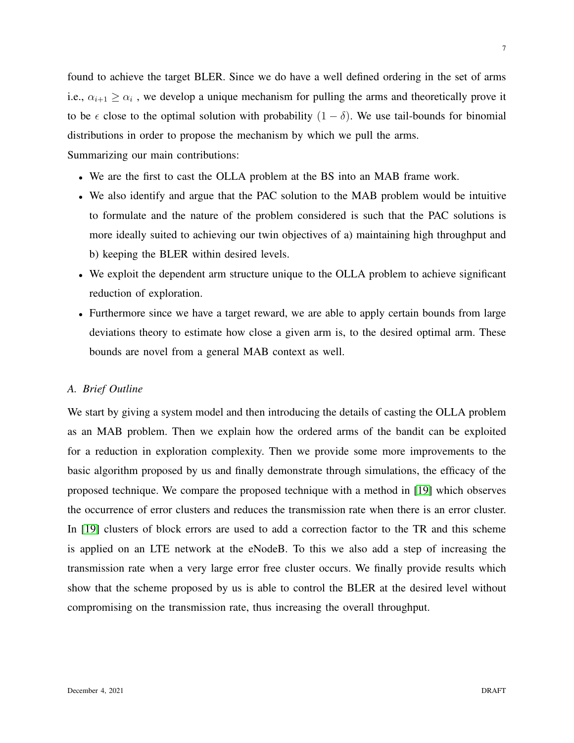found to achieve the target BLER. Since we do have a well defined ordering in the set of arms i.e., $\alpha_{i+1} \geq \alpha_i$ , we develop a unique mechanism for pulling the arms and theoretically prove it to be $\epsilon$ close to the optimal solution with probability $(1 - \delta)$. We use tail-bounds for binomial distributions in order to propose the mechanism by which we pull the arms.

Summarizing our main contributions:

- We are the first to cast the OLLA problem at the BS into an MAB frame work.
- We also identify and argue that the PAC solution to the MAB problem would be intuitive to formulate and the nature of the problem considered is such that the PAC solutions is more ideally suited to achieving our twin objectives of a) maintaining high throughput and b) keeping the BLER within desired levels.
- We exploit the dependent arm structure unique to the OLLA problem to achieve significant reduction of exploration.
- Furthermore since we have a target reward, we are able to apply certain bounds from large deviations theory to estimate how close a given arm is, to the desired optimal arm. These bounds are novel from a general MAB context as well.

### *A. Brief Outline*

We start by giving a system model and then introducing the details of casting the OLLA problem as an MAB problem. Then we explain how the ordered arms of the bandit can be exploited for a reduction in exploration complexity. Then we provide some more improvements to the basic algorithm proposed by us and finally demonstrate through simulations, the efficacy of the proposed technique. We compare the proposed technique with a method in [19] which observes the occurrence of error clusters and reduces the transmission rate when there is an error cluster. In [19] clusters of block errors are used to add a correction factor to the TR and this scheme is applied on an LTE network at the eNodeB. To this we also add a step of increasing the transmission rate when a very large error free cluster occurs. We finally provide results which show that the scheme proposed by us is able to control the BLER at the desired level without compromising on the transmission rate, thus increasing the overall throughput.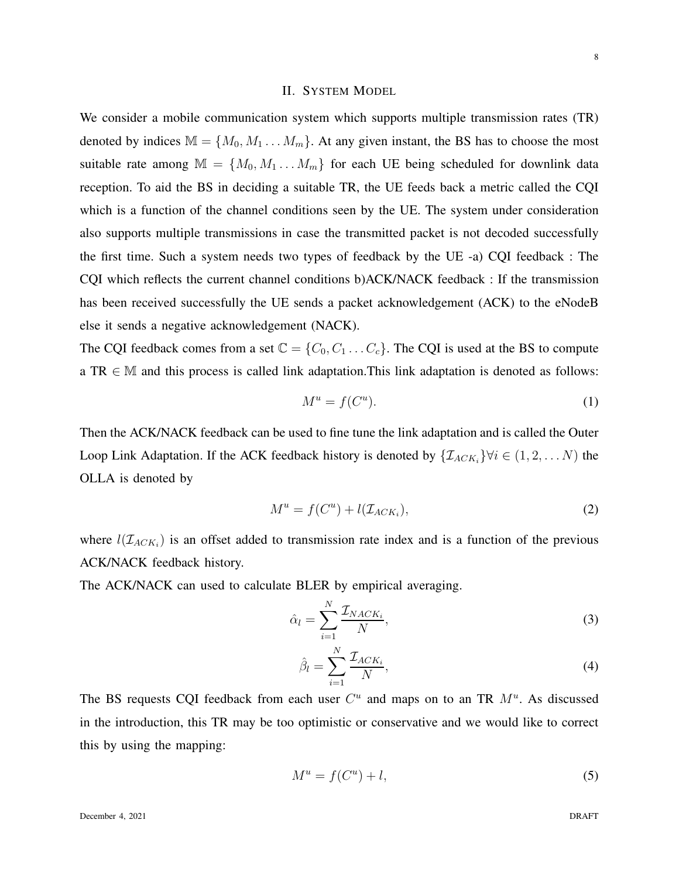## II. SYSTEM MODEL

We consider a mobile communication system which supports multiple transmission rates (TR) denoted by indices $\mathbb{M} = \{M_0, M_1 \ldots M_m\}$. At any given instant, the BS has to choose the most suitable rate among $\mathbb{M} = \{M_0, M_1 \ldots M_m\}$ for each UE being scheduled for downlink data reception. To aid the BS in deciding a suitable TR, the UE feeds back a metric called the CQI which is a function of the channel conditions seen by the UE. The system under consideration also supports multiple transmissions in case the transmitted packet is not decoded successfully the first time. Such a system needs two types of feedback by the UE -a) CQI feedback : The CQI which reflects the current channel conditions b)ACK/NACK feedback : If the transmission has been received successfully the UE sends a packet acknowledgement (ACK) to the eNodeB else it sends a negative acknowledgement (NACK).

The CQI feedback comes from a set $\mathbb{C} = \{C_0, C_1 \ldots C_c\}$. The CQI is used at the BS to compute a TR $\in \mathbb{M}$ and this process is called link adaptation.This link adaptation is denoted as follows:

$$M^u = f(C^u). \tag{1}$$

Then the ACK/NACK feedback can be used to fine tune the link adaptation and is called the Outer Loop Link Adaptation. If the ACK feedback history is denoted by $\{\mathcal{I}_{ACK_i}\} \forall i \in (1, 2, \ldots N)$ the OLLA is denoted by

$$M^u = f(C^u) + l(\mathcal{I}_{ACK_i}), \tag{2}$$

where $l(\mathcal{I}_{ACK_i})$ is an offset added to transmission rate index and is a function of the previous ACK/NACK feedback history.

The ACK/NACK can used to calculate BLER by empirical averaging.

$$\hat{\alpha}_l = \sum_{i=1}^{N} \frac{\mathcal{I}_{NACK_i}}{N}, \tag{3}$$

$$\hat{\beta}_l = \sum_{i=1}^{N} \frac{\mathcal{I}_{ACK_i}}{N}, \tag{4}$$

The BS requests CQI feedback from each user $C^u$ and maps on to an TR $M^u$. As discussed in the introduction, this TR may be too optimistic or conservative and we would like to correct this by using the mapping:

$$M^u = f(C^u) + l, \tag{5}$$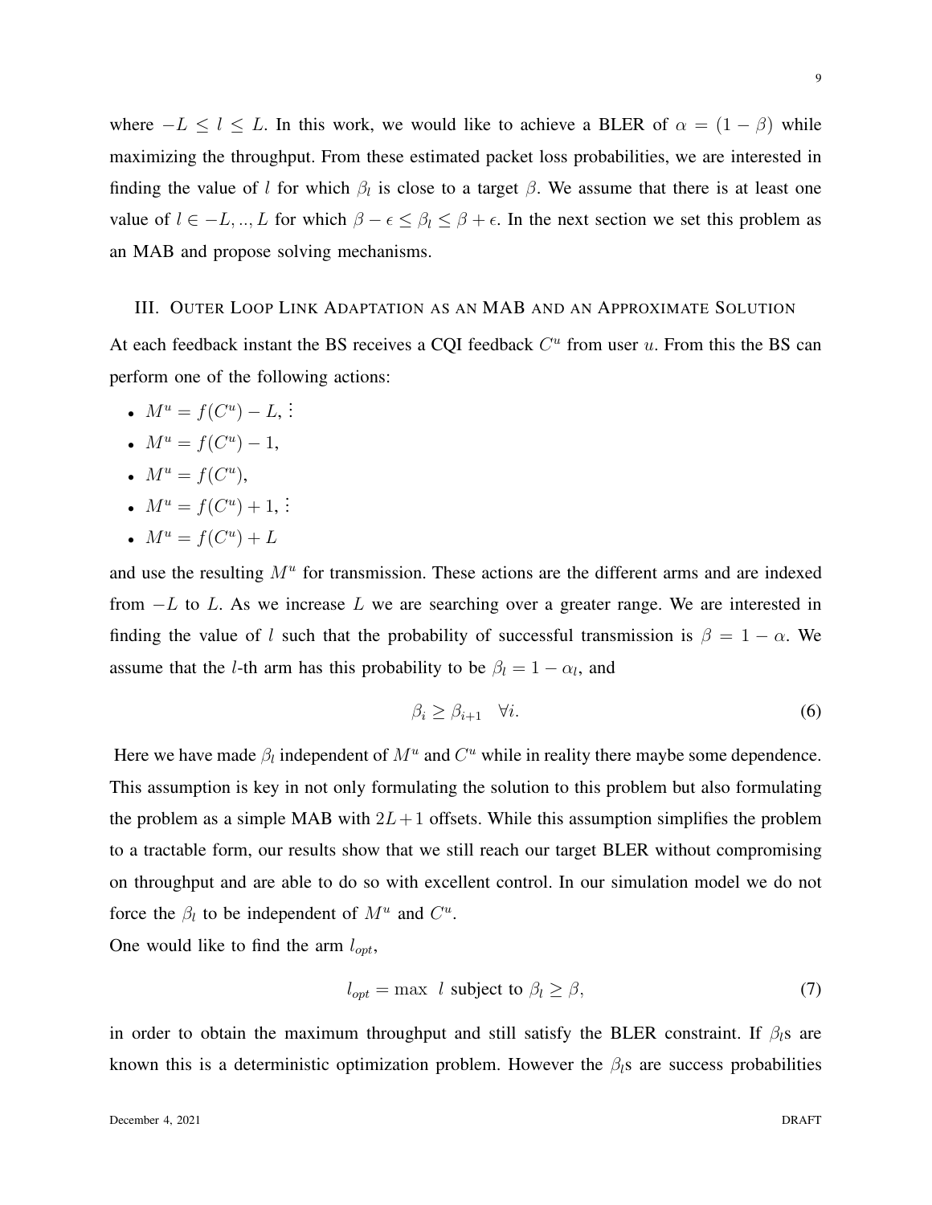where $-L \leq l \leq L$. In this work, we would like to achieve a BLER of $\alpha = (1 - \beta)$ while maximizing the throughput. From these estimated packet loss probabilities, we are interested in finding the value of $l$ for which $\beta_l$ is close to a target $\beta$. We assume that there is at least one value of $l \in -L, .., L$ for which $\beta - \epsilon \leq \beta_l \leq \beta + \epsilon$. In the next section we set this problem as an MAB and propose solving mechanisms.

## III. Outer Loop Link Adaptation as an MAB and an Approximate Solution

At each feedback instant the BS receives a CQI feedback $C^u$ from user $u$. From this the BS can perform one of the following actions:

- $M^u = f(C^u) - L, \vdots$
- $M^u = f(C^u) - 1,$
- $M^u = f(C^u),$
- $M^u = f(C^u) + 1, \vdots$
- $M^u = f(C^u) + L$

and use the resulting $M^u$ for transmission. These actions are the different arms and are indexed from $-L$ to $L$. As we increase $L$ we are searching over a greater range. We are interested in finding the value of $l$ such that the probability of successful transmission is $\beta = 1 - \alpha$. We assume that the $l$-th arm has this probability to be $\beta_l = 1 - \alpha_l$, and

$$\beta_i \geq \beta_{i+1} \quad \forall i. \tag{6}$$

Here we have made $\beta_l$ independent of $M^u$ and $C^u$ while in reality there maybe some dependence. This assumption is key in not only formulating the solution to this problem but also formulating the problem as a simple MAB with $2L+1$ offsets. While this assumption simplifies the problem to a tractable form, our results show that we still reach our target BLER without compromising on throughput and are able to do so with excellent control. In our simulation model we do not force the $\beta_l$ to be independent of $M^u$ and $C^u$.

One would like to find the arm $l_{opt}$,

$$l_{opt} = \max \ l \text{ subject to } \beta_l \geq \beta, \tag{7}$$

in order to obtain the maximum throughput and still satisfy the BLER constraint. If $\beta_l$s are known this is a deterministic optimization problem. However the $\beta_l$s are success probabilities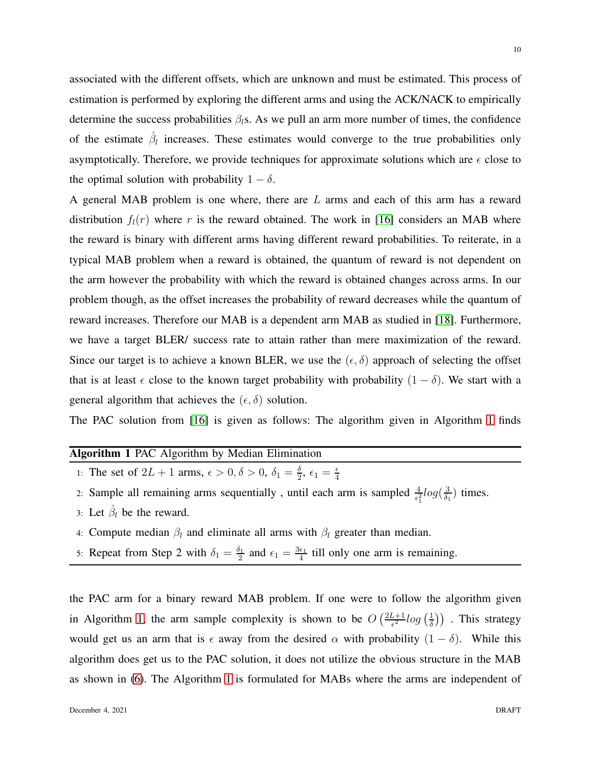associated with the different offsets, which are unknown and must be estimated. This process of estimation is performed by exploring the different arms and using the ACK/NACK to empirically determine the success probabilities $\beta_l$s. As we pull an arm more number of times, the confidence of the estimate $\hat{\beta}_l$ increases. These estimates would converge to the true probabilities only asymptotically. Therefore, we provide techniques for approximate solutions which are $\epsilon$ close to the optimal solution with probability $1-\delta$.

A general MAB problem is one where, there are $L$ arms and each of this arm has a reward distribution $f_l(r)$ where $r$ is the reward obtained. The work in [16] considers an MAB where the reward is binary with different arms having different reward probabilities. To reiterate, in a typical MAB problem when a reward is obtained, the quantum of reward is not dependent on the arm however the probability with which the reward is obtained changes across arms. In our problem though, as the offset increases the probability of reward decreases while the quantum of reward increases. Therefore our MAB is a dependent arm MAB as studied in [18]. Furthermore, we have a target BLER/ success rate to attain rather than mere maximization of the reward. Since our target is to achieve a known BLER, we use the $(\epsilon, \delta)$ approach of selecting the offset that is at least $\epsilon$ close to the known target probability with probability $(1-\delta)$. We start with a general algorithm that achieves the $(\epsilon, \delta)$ solution.

The PAC solution from [16] is given as follows: The algorithm given in Algorithm 1 finds

**Algorithm 1** PAC Algorithm by Median Elimination

1: The set of $2L+1$ arms, $\epsilon > 0, \delta > 0$, $\delta_1 = \frac{\delta}{2}$, $\epsilon_1 = \frac{\epsilon}{4}$
2: Sample all remaining arms sequentially , until each arm is sampled $\frac{4}{\epsilon_1^2} log(\frac{3}{\delta_1})$ times.
3: Let $\hat{\beta}_l$ be the reward.
4: Compute median $\beta_l$ and eliminate all arms with $\beta_l$ greater than median.
5: Repeat from Step 2 with $\delta_1 = \frac{\delta_1}{2}$ and $\epsilon_1 = \frac{3\epsilon_1}{4}$ till only one arm is remaining.

the PAC arm for a binary reward MAB problem. If one were to follow the algorithm given in Algorithm 1, the arm sample complexity is shown to be $O\left(\frac{2L+1}{\epsilon^2} log\left(\frac{1}{\delta}\right)\right)$ . This strategy would get us an arm that is $\epsilon$ away from the desired $\alpha$ with probability $(1-\delta)$. While this algorithm does get us to the PAC solution, it does not utilize the obvious structure in the MAB as shown in (6). The Algorithm 1 is formulated for MABs where the arms are independent of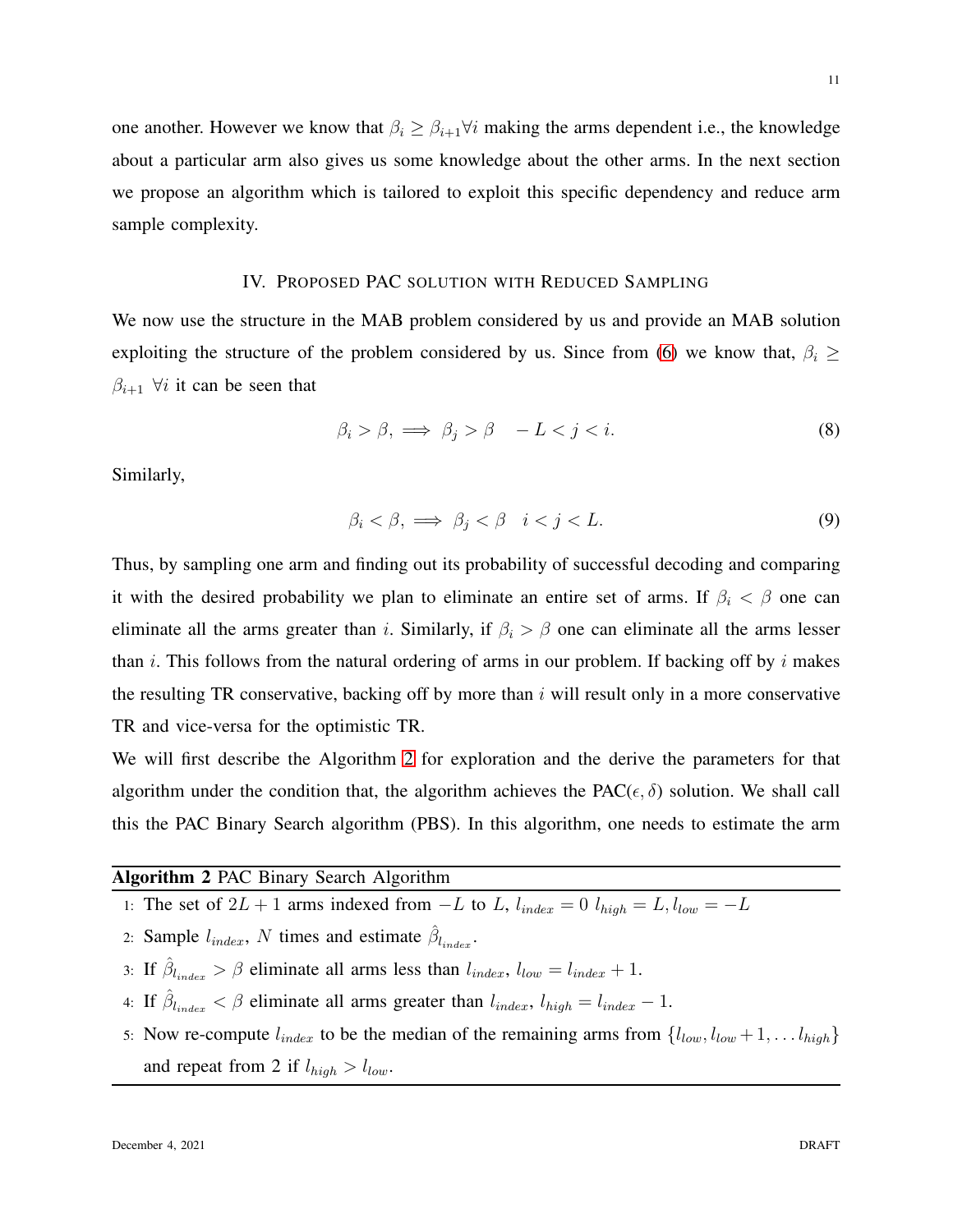one another. However we know that $\beta_i \geq \beta_{i+1} \forall i$ making the arms dependent i.e., the knowledge about a particular arm also gives us some knowledge about the other arms. In the next section we propose an algorithm which is tailored to exploit this specific dependency and reduce arm sample complexity.

## IV. Proposed PAC solution with Reduced Sampling

We now use the structure in the MAB problem considered by us and provide an MAB solution exploiting the structure of the problem considered by us. Since from (6) we know that, $\beta_i \geq \beta_{i+1}$ $\forall i$ it can be seen that

$$\beta_i > \beta, \implies \beta_j > \beta \quad -L < j < i. \tag{8}$$

Similarly,

$$\beta_i < \beta, \implies \beta_j < \beta \quad i < j < L. \tag{9}$$

Thus, by sampling one arm and finding out its probability of successful decoding and comparing it with the desired probability we plan to eliminate an entire set of arms. If $\beta_i < \beta$ one can eliminate all the arms greater than $i$. Similarly, if $\beta_i > \beta$ one can eliminate all the arms lesser than $i$. This follows from the natural ordering of arms in our problem. If backing off by $i$ makes the resulting TR conservative, backing off by more than $i$ will result only in a more conservative TR and vice-versa for the optimistic TR.

We will first describe the Algorithm 2 for exploration and the derive the parameters for that algorithm under the condition that, the algorithm achieves the PAC($\epsilon, \delta$) solution. We shall call this the PAC Binary Search algorithm (PBS). In this algorithm, one needs to estimate the arm

**Algorithm 2** PAC Binary Search Algorithm

1: The set of $2L+1$ arms indexed from $-L$ to $L$, $l_{index} = 0$ $l_{high} = L, l_{low} = -L$

2: Sample $l_{index}$, $N$ times and estimate $\hat{\beta}_{l_{index}}$.

3: If $\hat{\beta}_{l_{index}} > \beta$ eliminate all arms less than $l_{index}$, $l_{low} = l_{index} + 1$.

4: If $\hat{\beta}_{l_{index}} < \beta$ eliminate all arms greater than $l_{index}$, $l_{high} = l_{index} - 1$.

5: Now re-compute $l_{index}$ to be the median of the remaining arms from $\{l_{low}, l_{low}+1, \ldots l_{high}\}$ and repeat from 2 if $l_{high} > l_{low}$.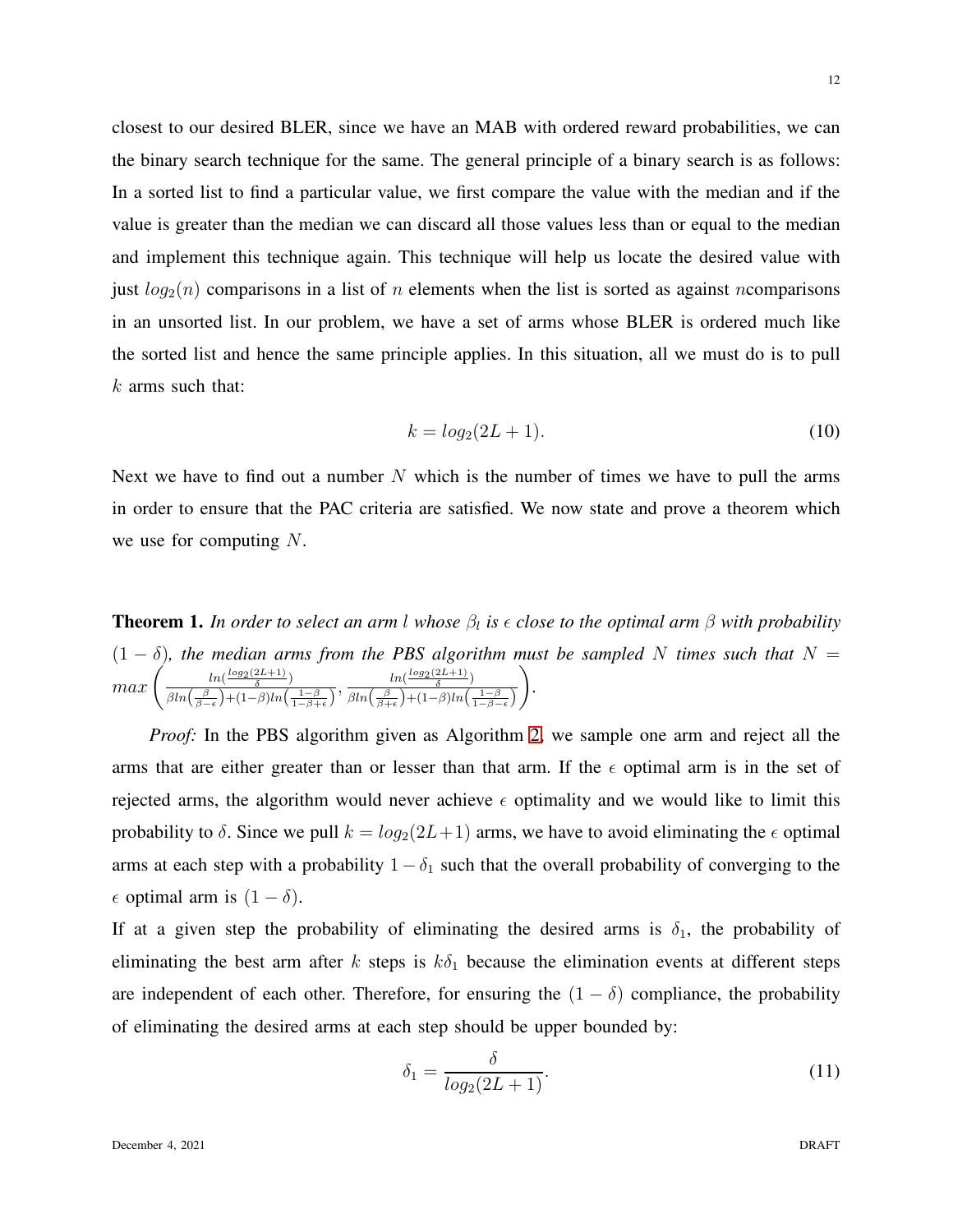closest to our desired BLER, since we have an MAB with ordered reward probabilities, we can the binary search technique for the same. The general principle of a binary search is as follows: In a sorted list to find a particular value, we first compare the value with the median and if the value is greater than the median we can discard all those values less than or equal to the median and implement this technique again. This technique will help us locate the desired value with just $log_2(n)$ comparisons in a list of $n$ elements when the list is sorted as against $n$comparisons in an unsorted list. In our problem, we have a set of arms whose BLER is ordered much like the sorted list and hence the same principle applies. In this situation, all we must do is to pull $k$ arms such that:

$$k = log_2(2L+1). \tag{10}$$

Next we have to find out a number $N$ which is the number of times we have to pull the arms in order to ensure that the PAC criteria are satisfied. We now state and prove a theorem which we use for computing $N$.

**Theorem 1.** *In order to select an arm $l$ whose $\beta_l$ is $\epsilon$ close to the optimal arm $\beta$ with probability $(1-\delta)$, the median arms from the PBS algorithm must be sampled $N$ times such that* $N = max\left(\frac{ln(\frac{log_2(2L+1)}{\delta})}{\beta ln\left(\frac{\beta}{\beta-\epsilon}\right)+(1-\beta)ln\left(\frac{1-\beta}{1-\beta+\epsilon}\right)}, \frac{ln(\frac{log_2(2L+1)}{\delta})}{\beta ln\left(\frac{\beta}{\beta+\epsilon}\right)+(1-\beta)ln\left(\frac{1-\beta}{1-\beta-\epsilon}\right)}\right)$.

*Proof:* In the PBS algorithm given as Algorithm 2, we sample one arm and reject all the arms that are either greater than or lesser than that arm. If the $\epsilon$ optimal arm is in the set of rejected arms, the algorithm would never achieve $\epsilon$ optimality and we would like to limit this probability to $\delta$. Since we pull $k = log_2(2L+1)$ arms, we have to avoid eliminating the $\epsilon$ optimal arms at each step with a probability $1-\delta_1$ such that the overall probability of converging to the $\epsilon$ optimal arm is $(1-\delta)$.

If at a given step the probability of eliminating the desired arms is $\delta_1$, the probability of eliminating the best arm after $k$ steps is $k\delta_1$ because the elimination events at different steps are independent of each other. Therefore, for ensuring the $(1-\delta)$ compliance, the probability of eliminating the desired arms at each step should be upper bounded by:

$$\delta_1 = \frac{\delta}{log_2(2L+1)}. \tag{11}$$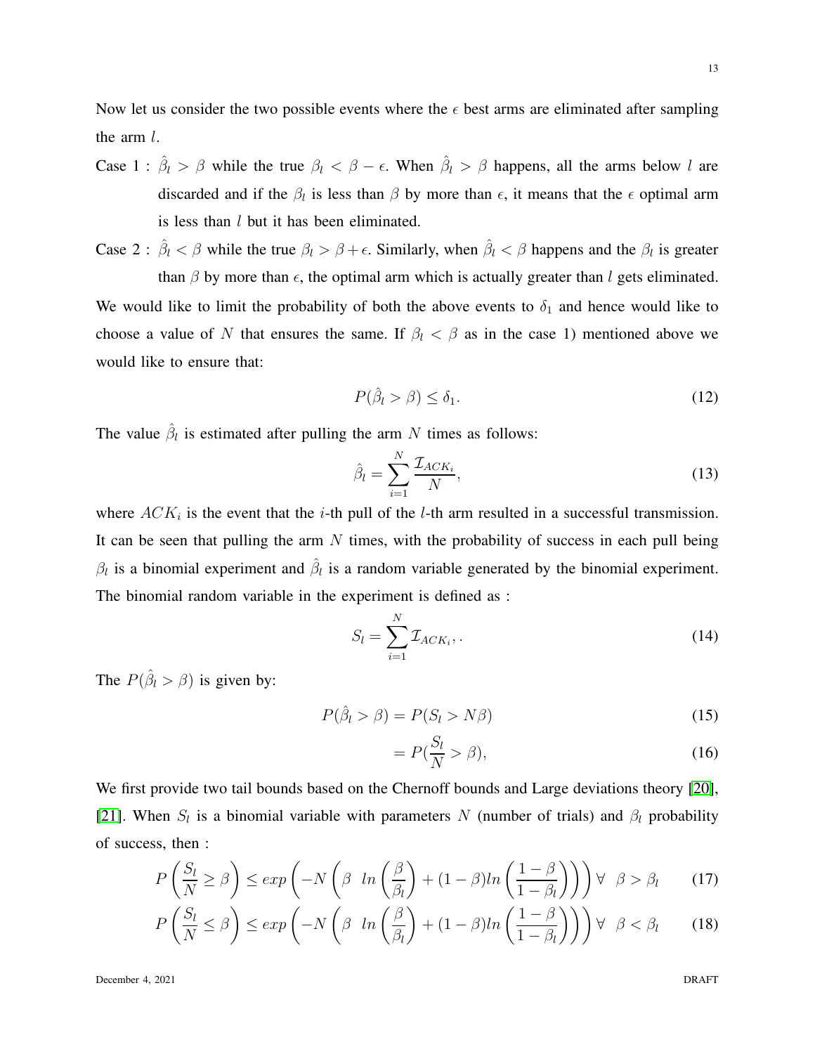Now let us consider the two possible events where the $\epsilon$ best arms are eliminated after sampling the arm $l$.

Case 1 : $\hat{\beta}_l > \beta$ while the true $\beta_l < \beta - \epsilon$. When $\hat{\beta}_l > \beta$ happens, all the arms below $l$ are discarded and if the $\beta_l$ is less than $\beta$ by more than $\epsilon$, it means that the $\epsilon$ optimal arm is less than $l$ but it has been eliminated.

Case 2 : $\hat{\beta}_l < \beta$ while the true $\beta_l > \beta + \epsilon$. Similarly, when $\hat{\beta}_l < \beta$ happens and the $\beta_l$ is greater than $\beta$ by more than $\epsilon$, the optimal arm which is actually greater than $l$ gets eliminated.

We would like to limit the probability of both the above events to $\delta_1$ and hence would like to choose a value of $N$ that ensures the same. If $\beta_l < \beta$ as in the case 1) mentioned above we would like to ensure that:

$$P(\hat{\beta}_l > \beta) \leq \delta_1. \tag{12}$$

The value $\hat{\beta}_l$ is estimated after pulling the arm $N$ times as follows:

$$\hat{\beta}_l = \sum_{i=1}^{N} \frac{\mathcal{I}_{ACK_i}}{N}, \tag{13}$$

where $ACK_i$ is the event that the $i$-th pull of the $l$-th arm resulted in a successful transmission. It can be seen that pulling the arm $N$ times, with the probability of success in each pull being $\beta_l$ is a binomial experiment and $\hat{\beta}_l$ is a random variable generated by the binomial experiment. The binomial random variable in the experiment is defined as :

$$S_l = \sum_{i=1}^{N} \mathcal{I}_{ACK_i}, . \tag{14}$$

The $P(\hat{\beta}_l > \beta)$ is given by:

$$P(\hat{\beta}_l > \beta) = P(S_l > N\beta) \tag{15}$$

$$= P(\frac{S_l}{N} > \beta), \tag{16}$$

We first provide two tail bounds based on the Chernoff bounds and Large deviations theory [20], [21]. When $S_l$ is a binomial variable with parameters $N$ (number of trials) and $\beta_l$ probability of success, then :

$$P\left(\frac{S_l}{N} \geq \beta\right) \leq exp\left(-N\left(\beta \;\; ln\left(\frac{\beta}{\beta_l}\right) + (1-\beta)ln\left(\frac{1-\beta}{1-\beta_l}\right)\right)\right) \forall \;\; \beta > \beta_l \tag{17}$$

$$P\left(\frac{S_l}{N} \leq \beta\right) \leq exp\left(-N\left(\beta \;\; ln\left(\frac{\beta}{\beta_l}\right) + (1-\beta)ln\left(\frac{1-\beta}{1-\beta_l}\right)\right)\right) \forall \;\; \beta < \beta_l \tag{18}$$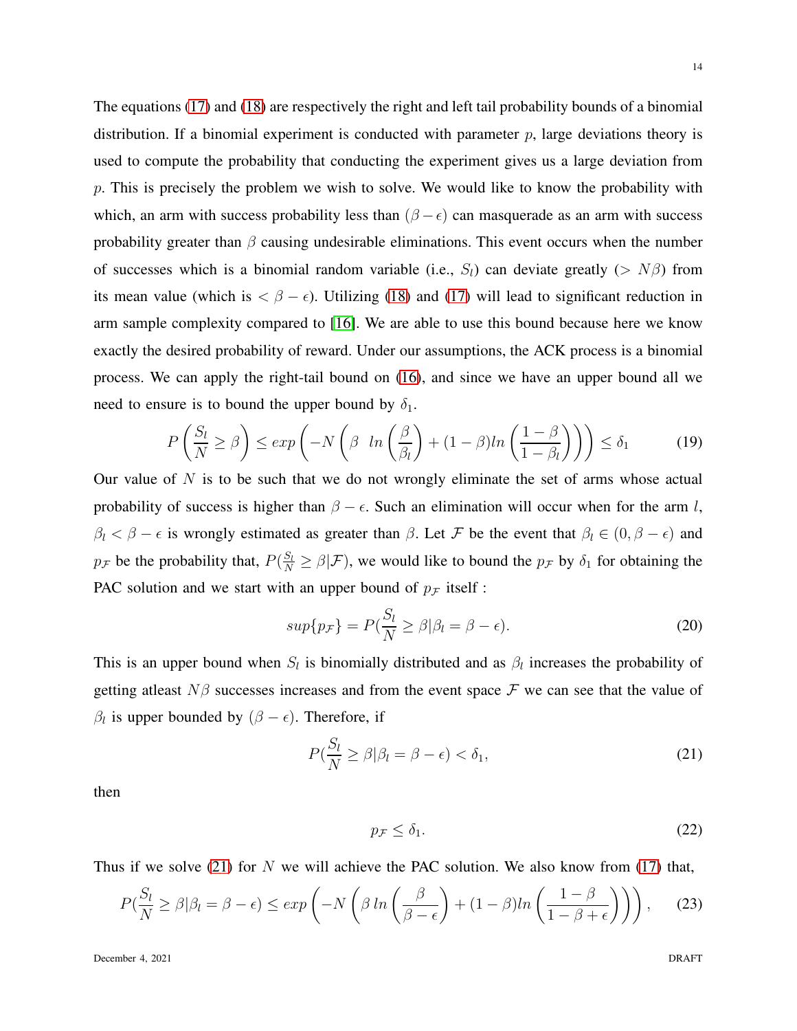The equations (17) and (18) are respectively the right and left tail probability bounds of a binomial distribution. If a binomial experiment is conducted with parameter $p$, large deviations theory is used to compute the probability that conducting the experiment gives us a large deviation from $p$. This is precisely the problem we wish to solve. We would like to know the probability with which, an arm with success probability less than $(\beta - \epsilon)$ can masquerade as an arm with success probability greater than $\beta$ causing undesirable eliminations. This event occurs when the number of successes which is a binomial random variable (i.e., $S_l$) can deviate greatly ($> N\beta$) from its mean value (which is $< \beta - \epsilon$). Utilizing (18) and (17) will lead to significant reduction in arm sample complexity compared to [16]. We are able to use this bound because here we know exactly the desired probability of reward. Under our assumptions, the ACK process is a binomial process. We can apply the right-tail bound on (16), and since we have an upper bound all we need to ensure is to bound the upper bound by $\delta_1$.

$$P\left(\frac{S_l}{N} \geq \beta\right) \leq exp\left(-N\left(\beta \ \ ln\left(\frac{\beta}{\beta_l}\right) + (1-\beta)ln\left(\frac{1-\beta}{1-\beta_l}\right)\right)\right) \leq \delta_1 \tag{19}$$

Our value of $N$ is to be such that we do not wrongly eliminate the set of arms whose actual probability of success is higher than $\beta - \epsilon$. Such an elimination will occur when for the arm $l$, $\beta_l < \beta - \epsilon$ is wrongly estimated as greater than $\beta$. Let $\mathcal{F}$ be the event that $\beta_l \in (0, \beta - \epsilon)$ and $p_{\mathcal{F}}$ be the probability that, $P(\frac{S_l}{N} \geq \beta | \mathcal{F})$, we would like to bound the $p_{\mathcal{F}}$ by $\delta_1$ for obtaining the PAC solution and we start with an upper bound of $p_{\mathcal{F}}$ itself :

$$sup\{p_{\mathcal{F}}\} = P(\frac{S_l}{N} \geq \beta | \beta_l = \beta - \epsilon). \tag{20}$$

This is an upper bound when $S_l$ is binomially distributed and as $\beta_l$ increases the probability of getting atleast $N\beta$ successes increases and from the event space $\mathcal{F}$ we can see that the value of $\beta_l$ is upper bounded by $(\beta - \epsilon)$. Therefore, if

$$P(\frac{S_l}{N} \geq \beta | \beta_l = \beta - \epsilon) < \delta_1, \tag{21}$$

then

$$p_{\mathcal{F}} \leq \delta_1. \tag{22}$$

Thus if we solve (21) for $N$ we will achieve the PAC solution. We also know from (17) that,

$$P(\frac{S_l}{N} \geq \beta | \beta_l = \beta - \epsilon) \leq exp\left(-N\left(\beta \, ln\left(\frac{\beta}{\beta - \epsilon}\right) + (1-\beta)ln\left(\frac{1-\beta}{1-\beta+\epsilon}\right)\right)\right), \tag{23}$$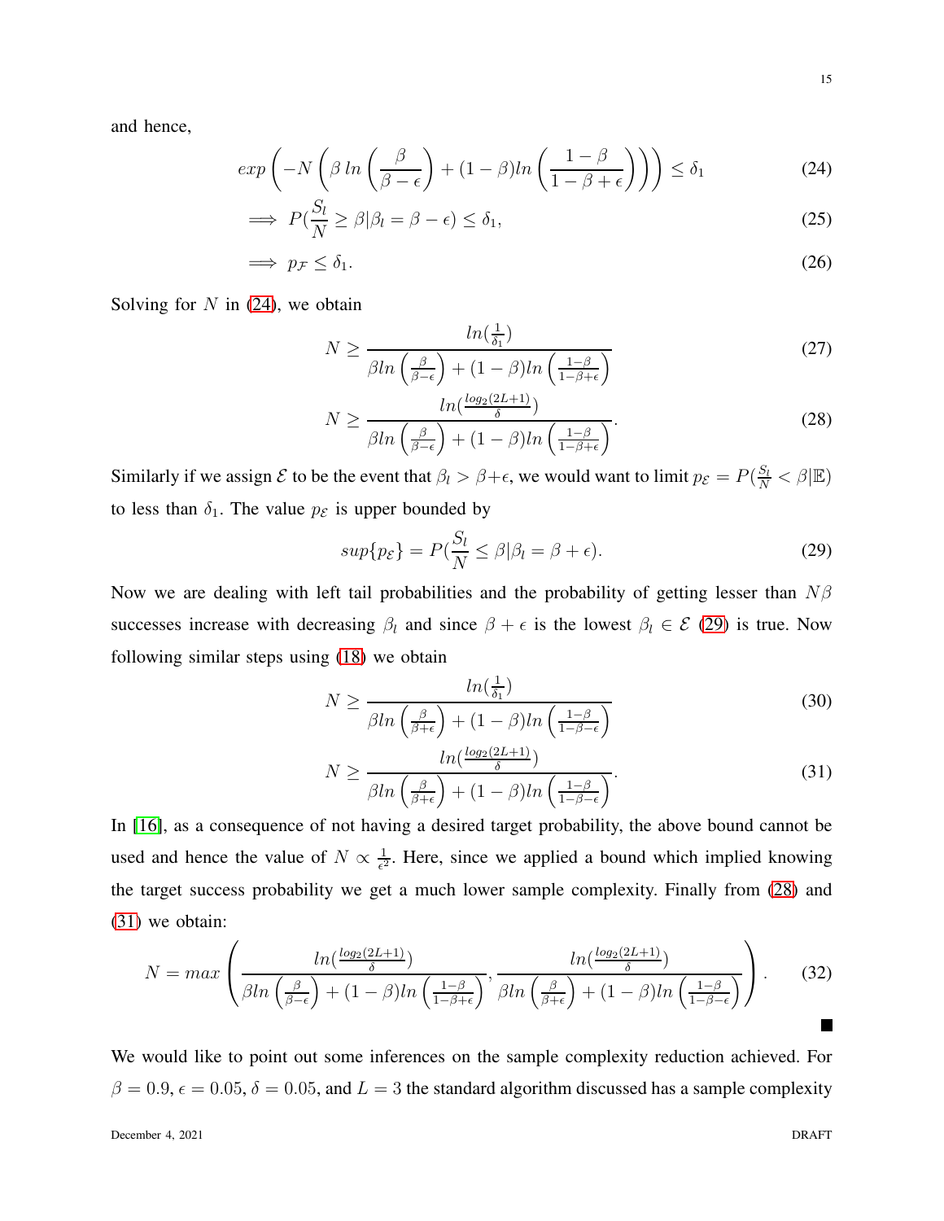and hence,

$$exp\left(-N\left(\beta\,ln\left(\frac{\beta}{\beta-\epsilon}\right)+(1-\beta)ln\left(\frac{1-\beta}{1-\beta+\epsilon}\right)\right)\right)\leq\delta_1 \tag{24}$$

$$\implies P(\frac{S_l}{N}\geq\beta|\beta_l=\beta-\epsilon)\leq\delta_1, \tag{25}$$

$$\implies p_{\mathcal{F}}\leq\delta_1. \tag{26}$$

Solving for $N$ in (24), we obtain

$$N\geq\frac{ln(\frac{1}{\delta_1})}{\beta ln\left(\frac{\beta}{\beta-\epsilon}\right)+(1-\beta)ln\left(\frac{1-\beta}{1-\beta+\epsilon}\right)} \tag{27}$$

$$N\geq\frac{ln(\frac{log_2(2L+1)}{\delta})}{\beta ln\left(\frac{\beta}{\beta-\epsilon}\right)+(1-\beta)ln\left(\frac{1-\beta}{1-\beta+\epsilon}\right)}. \tag{28}$$

Similarly if we assign $\mathcal{E}$ to be the event that $\beta_l>\beta+\epsilon$, we would want to limit $p_{\mathcal{E}}=P(\frac{S_l}{N}<\beta|\mathbb{E})$ to less than $\delta_1$. The value $p_{\mathcal{E}}$ is upper bounded by

$$sup\{p_{\mathcal{E}}\}=P(\frac{S_l}{N}\leq\beta|\beta_l=\beta+\epsilon). \tag{29}$$

Now we are dealing with left tail probabilities and the probability of getting lesser than $N\beta$ successes increase with decreasing $\beta_l$ and since $\beta+\epsilon$ is the lowest $\beta_l\in\mathcal{E}$ (29) is true. Now following similar steps using (18) we obtain

$$N\geq\frac{ln(\frac{1}{\delta_1})}{\beta ln\left(\frac{\beta}{\beta+\epsilon}\right)+(1-\beta)ln\left(\frac{1-\beta}{1-\beta-\epsilon}\right)} \tag{30}$$

$$N\geq\frac{ln(\frac{log_2(2L+1)}{\delta})}{\beta ln\left(\frac{\beta}{\beta+\epsilon}\right)+(1-\beta)ln\left(\frac{1-\beta}{1-\beta-\epsilon}\right)}. \tag{31}$$

In [16], as a consequence of not having a desired target probability, the above bound cannot be used and hence the value of $N\propto\frac{1}{\epsilon^2}$. Here, since we applied a bound which implied knowing the target success probability we get a much lower sample complexity. Finally from (28) and (31) we obtain:

$$N=max\left(\frac{ln(\frac{log_2(2L+1)}{\delta})}{\beta ln\left(\frac{\beta}{\beta-\epsilon}\right)+(1-\beta)ln\left(\frac{1-\beta}{1-\beta+\epsilon}\right)},\frac{ln(\frac{log_2(2L+1)}{\delta})}{\beta ln\left(\frac{\beta}{\beta+\epsilon}\right)+(1-\beta)ln\left(\frac{1-\beta}{1-\beta-\epsilon}\right)}\right). \tag{32}$$

■

We would like to point out some inferences on the sample complexity reduction achieved. For $\beta=0.9$, $\epsilon=0.05$, $\delta=0.05$, and $L=3$ the standard algorithm discussed has a sample complexity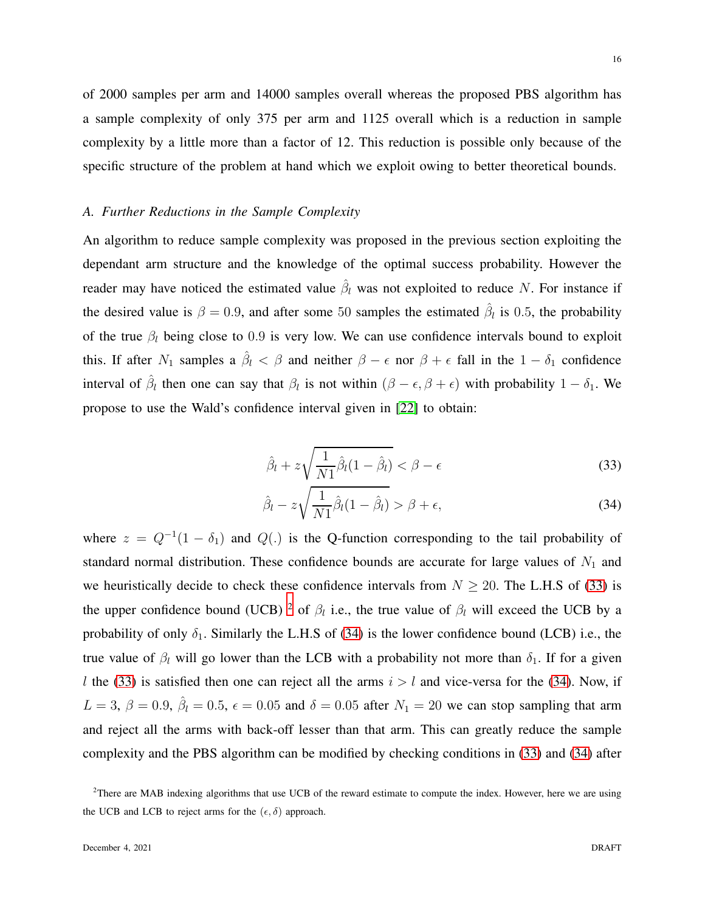of 2000 samples per arm and 14000 samples overall whereas the proposed PBS algorithm has a sample complexity of only 375 per arm and 1125 overall which is a reduction in sample complexity by a little more than a factor of 12. This reduction is possible only because of the specific structure of the problem at hand which we exploit owing to better theoretical bounds.

### *A. Further Reductions in the Sample Complexity*

An algorithm to reduce sample complexity was proposed in the previous section exploiting the dependant arm structure and the knowledge of the optimal success probability. However the reader may have noticed the estimated value $\hat{\beta}_l$ was not exploited to reduce $N$. For instance if the desired value is $\beta = 0.9$, and after some 50 samples the estimated $\hat{\beta}_l$ is 0.5, the probability of the true $\beta_l$ being close to 0.9 is very low. We can use confidence intervals bound to exploit this. If after $N_1$ samples a $\hat{\beta}_l < \beta$ and neither $\beta - \epsilon$ nor $\beta + \epsilon$ fall in the $1 - \delta_1$ confidence interval of $\hat{\beta}_l$ then one can say that $\beta_l$ is not within $(\beta - \epsilon, \beta + \epsilon)$ with probability $1 - \delta_1$. We propose to use the Wald's confidence interval given in [22] to obtain:

$$\hat{\beta}_l + z\sqrt{\frac{1}{N1}\hat{\beta}_l(1 - \hat{\beta}_l)} < \beta - \epsilon \tag{33}$$

$$\hat{\beta}_l - z\sqrt{\frac{1}{N1}\hat{\beta}_l(1 - \hat{\beta}_l)} > \beta + \epsilon, \tag{34}$$

where $z = Q^{-1}(1 - \delta_1)$ and $Q(.)$ is the Q-function corresponding to the tail probability of standard normal distribution. These confidence bounds are accurate for large values of $N_1$ and we heuristically decide to check these confidence intervals from $N \geq 20$. The L.H.S of (33) is the upper confidence bound (UCB) [2] of $\beta_l$ i.e., the true value of $\beta_l$ will exceed the UCB by a probability of only $\delta_1$. Similarly the L.H.S of (34) is the lower confidence bound (LCB) i.e., the true value of $\beta_l$ will go lower than the LCB with a probability not more than $\delta_1$. If for a given $l$ the (33) is satisfied then one can reject all the arms $i > l$ and vice-versa for the (34). Now, if $L = 3$, $\beta = 0.9$, $\hat{\beta}_l = 0.5$, $\epsilon = 0.05$ and $\delta = 0.05$ after $N_1 = 20$ we can stop sampling that arm and reject all the arms with back-off lesser than that arm. This can greatly reduce the sample complexity and the PBS algorithm can be modified by checking conditions in (33) and (34) after

[2] There are MAB indexing algorithms that use UCB of the reward estimate to compute the index. However, here we are using the UCB and LCB to reject arms for the $(\epsilon, \delta)$ approach.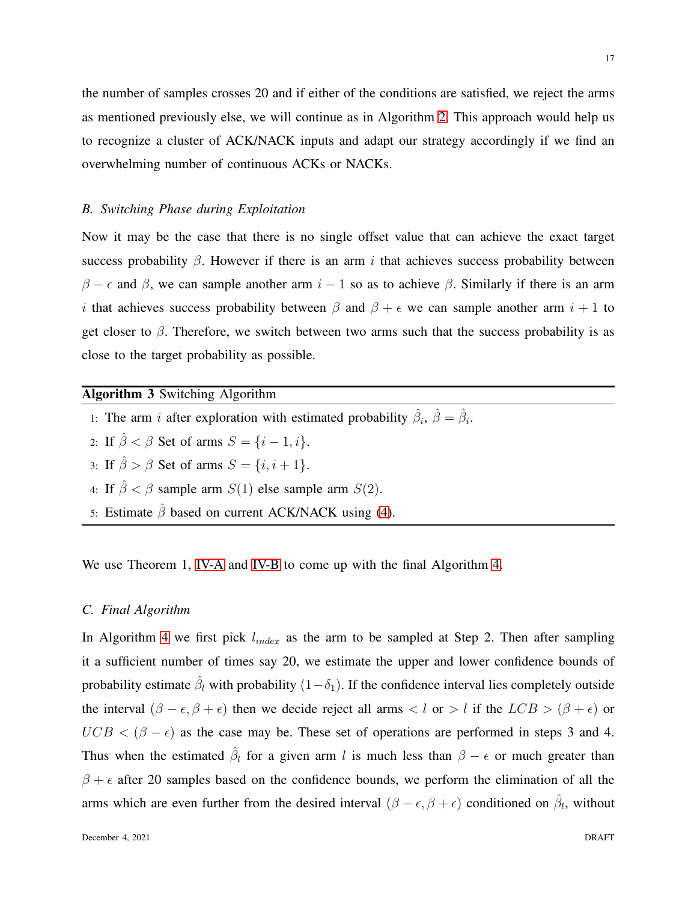the number of samples crosses 20 and if either of the conditions are satisfied, we reject the arms as mentioned previously else, we will continue as in Algorithm 2. This approach would help us to recognize a cluster of ACK/NACK inputs and adapt our strategy accordingly if we find an overwhelming number of continuous ACKs or NACKs.

### *B. Switching Phase during Exploitation*

Now it may be the case that there is no single offset value that can achieve the exact target success probability $\beta$. However if there is an arm $i$ that achieves success probability between $\beta - \epsilon$ and $\beta$, we can sample another arm $i-1$ so as to achieve $\beta$. Similarly if there is an arm $i$ that achieves success probability between $\beta$ and $\beta + \epsilon$ we can sample another arm $i+1$ to get closer to $\beta$. Therefore, we switch between two arms such that the success probability is as close to the target probability as possible.

**Algorithm 3** Switching Algorithm

1: The arm $i$ after exploration with estimated probability $\hat{\beta}_i$, $\hat{\beta} = \hat{\beta}_i$.
2: If $\hat{\beta} < \beta$ Set of arms $S = \{i-1, i\}$.
3: If $\hat{\beta} > \beta$ Set of arms $S = \{i, i+1\}$.
4: If $\hat{\beta} < \beta$ sample arm $S(1)$ else sample arm $S(2)$.
5: Estimate $\hat{\beta}$ based on current ACK/NACK using (4).

We use Theorem 1, IV-A and IV-B to come up with the final Algorithm 4.

### *C. Final Algorithm*

In Algorithm 4 we first pick $l_{index}$ as the arm to be sampled at Step 2. Then after sampling it a sufficient number of times say 20, we estimate the upper and lower confidence bounds of probability estimate $\hat{\beta}_l$ with probability $(1-\delta_1)$. If the confidence interval lies completely outside the interval $(\beta - \epsilon, \beta + \epsilon)$ then we decide reject all arms $< l$ or $> l$ if the $LCB > (\beta + \epsilon)$ or $UCB < (\beta - \epsilon)$ as the case may be. These set of operations are performed in steps 3 and 4. Thus when the estimated $\hat{\beta}_l$ for a given arm $l$ is much less than $\beta - \epsilon$ or much greater than $\beta + \epsilon$ after 20 samples based on the confidence bounds, we perform the elimination of all the arms which are even further from the desired interval $(\beta - \epsilon, \beta + \epsilon)$ conditioned on $\hat{\beta}_l$, without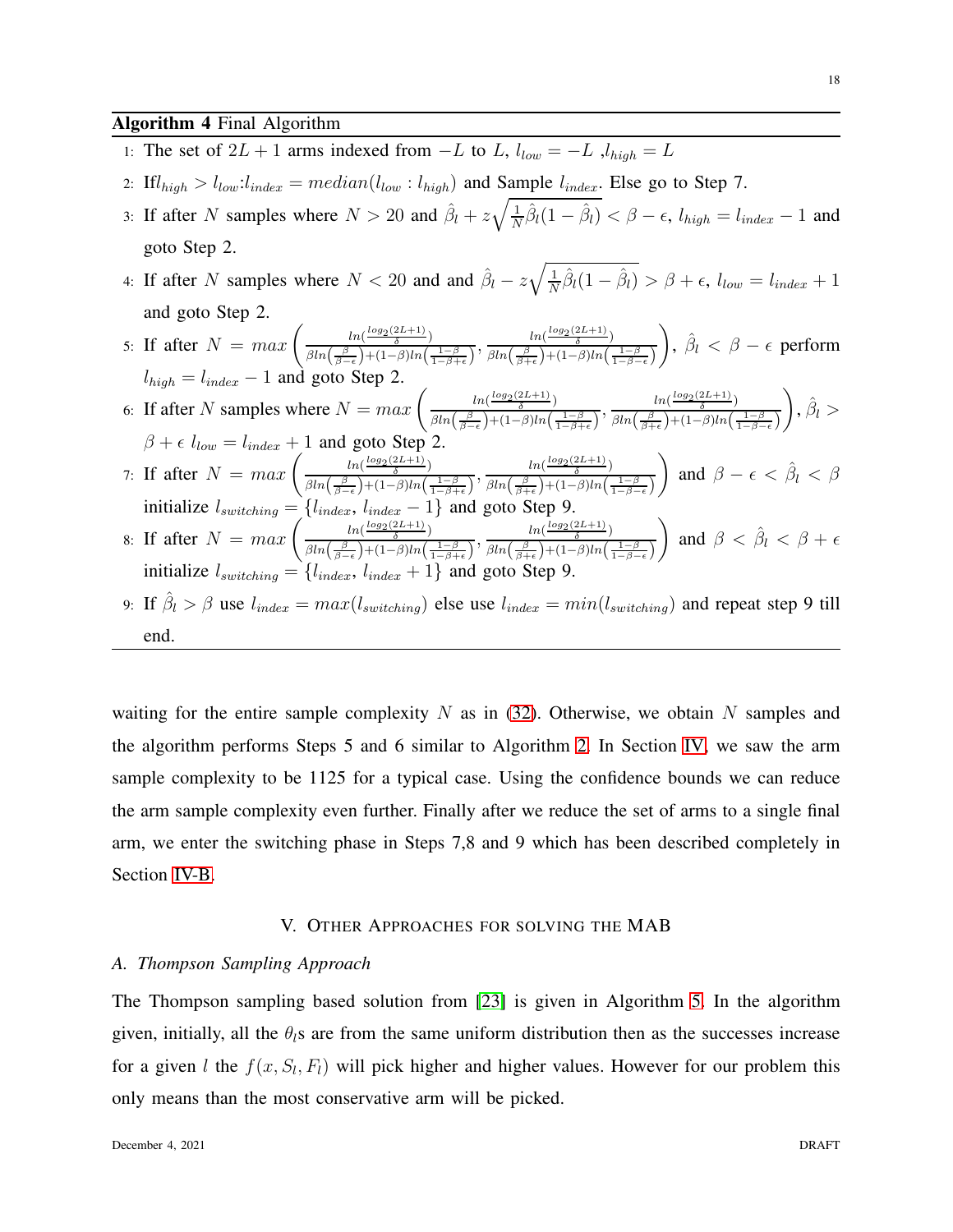**Algorithm 4** Final Algorithm

1: The set of $2L+1$ arms indexed from $-L$ to $L$, $l_{low} = -L$ ,$l_{high} = L$

2: If$l_{high} > l_{low}$:$l_{index} = median(l_{low} : l_{high})$ and Sample $l_{index}$. Else go to Step 7.

3: If after $N$ samples where $N > 20$ and $\hat{\beta}_l + z\sqrt{\frac{1}{N}\hat{\beta}_l(1-\hat{\beta}_l)} < \beta - \epsilon$, $l_{high} = l_{index} - 1$ and goto Step 2.

4: If after $N$ samples where $N < 20$ and and $\hat{\beta}_l - z\sqrt{\frac{1}{N}\hat{\beta}_l(1-\hat{\beta}_l)} > \beta + \epsilon$, $l_{low} = l_{index} + 1$ and goto Step 2.

5: If after $N = max\left(\frac{ln(\frac{log_2(2L+1)}{\delta})}{\beta ln\left(\frac{\beta}{\beta-\epsilon}\right)+(1-\beta)ln\left(\frac{1-\beta}{1-\beta+\epsilon}\right)}, \frac{ln(\frac{log_2(2L+1)}{\delta})}{\beta ln\left(\frac{\beta}{\beta+\epsilon}\right)+(1-\beta)ln\left(\frac{1-\beta}{1-\beta-\epsilon}\right)}\right)$, $\hat{\beta}_l < \beta - \epsilon$ perform $l_{high} = l_{index} - 1$ and goto Step 2.

6: If after $N$ samples where $N = max\left(\frac{ln(\frac{log_2(2L+1)}{\delta})}{\beta ln\left(\frac{\beta}{\beta-\epsilon}\right)+(1-\beta)ln\left(\frac{1-\beta}{1-\beta+\epsilon}\right)}, \frac{ln(\frac{log_2(2L+1)}{\delta})}{\beta ln\left(\frac{\beta}{\beta+\epsilon}\right)+(1-\beta)ln\left(\frac{1-\beta}{1-\beta-\epsilon}\right)}\right)$, $\hat{\beta}_l > \beta + \epsilon$ $l_{low} = l_{index} + 1$ and goto Step 2.

7: If after $N = max\left(\frac{ln(\frac{log_2(2L+1)}{\delta})}{\beta ln\left(\frac{\beta}{\beta-\epsilon}\right)+(1-\beta)ln\left(\frac{1-\beta}{1-\beta+\epsilon}\right)}, \frac{ln(\frac{log_2(2L+1)}{\delta})}{\beta ln\left(\frac{\beta}{\beta+\epsilon}\right)+(1-\beta)ln\left(\frac{1-\beta}{1-\beta-\epsilon}\right)}\right)$ and $\beta - \epsilon < \hat{\beta}_l < \beta$ initialize $l_{switching} = \{l_{index}, l_{index} - 1\}$ and goto Step 9.

8: If after $N = max\left(\frac{ln(\frac{log_2(2L+1)}{\delta})}{\beta ln\left(\frac{\beta}{\beta-\epsilon}\right)+(1-\beta)ln\left(\frac{1-\beta}{1-\beta+\epsilon}\right)}, \frac{ln(\frac{log_2(2L+1)}{\delta})}{\beta ln\left(\frac{\beta}{\beta+\epsilon}\right)+(1-\beta)ln\left(\frac{1-\beta}{1-\beta-\epsilon}\right)}\right)$ and $\beta < \hat{\beta}_l < \beta + \epsilon$ initialize $l_{switching} = \{l_{index}, l_{index} + 1\}$ and goto Step 9.

9: If $\hat{\beta}_l > \beta$ use $l_{index} = max(l_{switching})$ else use $l_{index} = min(l_{switching})$ and repeat step 9 till end.

---

waiting for the entire sample complexity $N$ as in (32). Otherwise, we obtain $N$ samples and the algorithm performs Steps 5 and 6 similar to Algorithm 2. In Section IV, we saw the arm sample complexity to be 1125 for a typical case. Using the confidence bounds we can reduce the arm sample complexity even further. Finally after we reduce the set of arms to a single final arm, we enter the switching phase in Steps 7,8 and 9 which has been described completely in Section IV-B.

## V. Other Approaches for Solving the MAB

### A. Thompson Sampling Approach

The Thompson sampling based solution from [23] is given in Algorithm 5. In the algorithm given, initially, all the $\theta_l$s are from the same uniform distribution then as the successes increase for a given $l$ the $f(x, S_l, F_l)$ will pick higher and higher values. However for our problem this only means than the most conservative arm will be picked.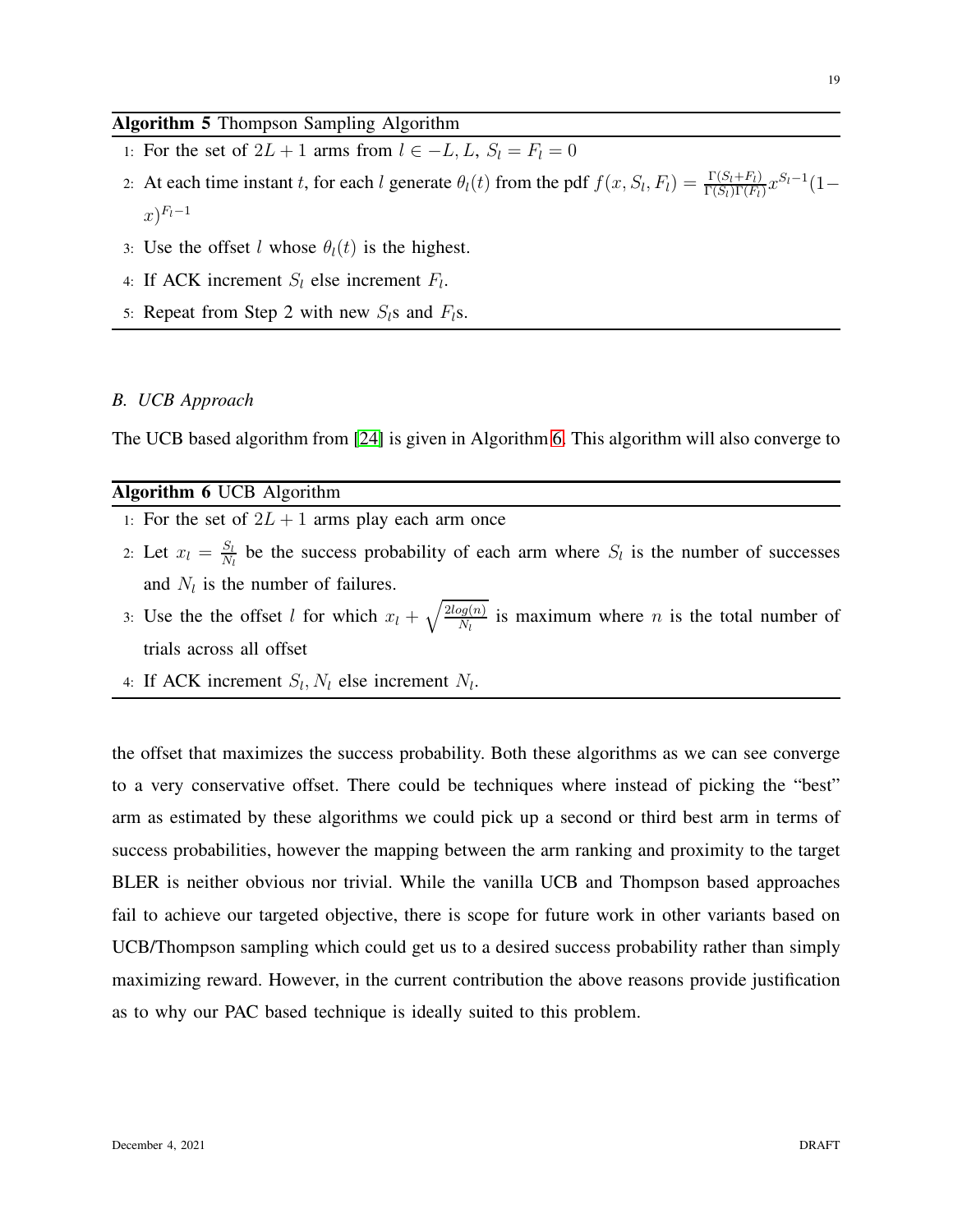**Algorithm 5** Thompson Sampling Algorithm

1: For the set of $2L+1$ arms from $l \in -L, L$, $S_l = F_l = 0$

2: At each time instant $t$, for each $l$ generate $\theta_l(t)$ from the pdf $f(x, S_l, F_l) = \frac{\Gamma(S_l+F_l)}{\Gamma(S_l)\Gamma(F_l)} x^{S_l-1}(1-x)^{F_l-1}$

3: Use the offset $l$ whose $\theta_l(t)$ is the highest.

4: If ACK increment $S_l$ else increment $F_l$.

5: Repeat from Step 2 with new $S_l$s and $F_l$s.

### *B. UCB Approach*

The UCB based algorithm from [24] is given in Algorithm 6. This algorithm will also converge to the offset that maximizes the success probability. Both these algorithms as we can see converge to a very conservative offset. There could be techniques where instead of picking the "best" arm as estimated by these algorithms we could pick up a second or third best arm in terms of success probabilities, however the mapping between the arm ranking and proximity to the target BLER is neither obvious nor trivial. While the vanilla UCB and Thompson based approaches fail to achieve our targeted objective, there is scope for future work in other variants based on UCB/Thompson sampling which could get us to a desired success probability rather than simply maximizing reward. However, in the current contribution the above reasons provide justification as to why our PAC based technique is ideally suited to this problem.

**Algorithm 6** UCB Algorithm

1: For the set of $2L+1$ arms play each arm once

2: Let $x_l = \frac{S_l}{N_l}$ be the success probability of each arm where $S_l$ is the number of successes and $N_l$ is the number of failures.

3: Use the the offset $l$ for which $x_l + \sqrt{\frac{2log(n)}{N_l}}$ is maximum where $n$ is the total number of trials across all offset

4: If ACK increment $S_l, N_l$ else increment $N_l$.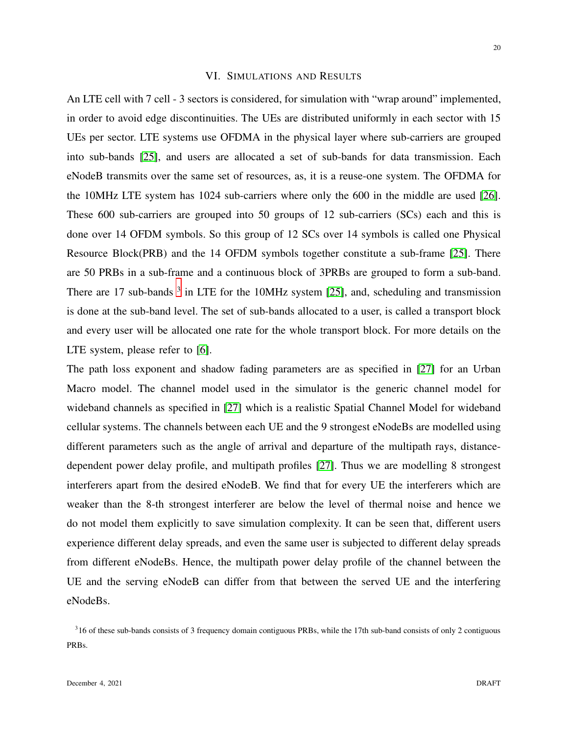## VI. Simulations and Results

An LTE cell with 7 cell - 3 sectors is considered, for simulation with "wrap around" implemented, in order to avoid edge discontinuities. The UEs are distributed uniformly in each sector with 15 UEs per sector. LTE systems use OFDMA in the physical layer where sub-carriers are grouped into sub-bands [25], and users are allocated a set of sub-bands for data transmission. Each eNodeB transmits over the same set of resources, as, it is a reuse-one system. The OFDMA for the 10MHz LTE system has 1024 sub-carriers where only the 600 in the middle are used [26]. These 600 sub-carriers are grouped into 50 groups of 12 sub-carriers (SCs) each and this is done over 14 OFDM symbols. So this group of 12 SCs over 14 symbols is called one Physical Resource Block(PRB) and the 14 OFDM symbols together constitute a sub-frame [25]. There are 50 PRBs in a sub-frame and a continuous block of 3PRBs are grouped to form a sub-band. There are 17 sub-bands [3] in LTE for the 10MHz system [25], and, scheduling and transmission is done at the sub-band level. The set of sub-bands allocated to a user, is called a transport block and every user will be allocated one rate for the whole transport block. For more details on the LTE system, please refer to [6].

The path loss exponent and shadow fading parameters are as specified in [27] for an Urban Macro model. The channel model used in the simulator is the generic channel model for wideband channels as specified in [27] which is a realistic Spatial Channel Model for wideband cellular systems. The channels between each UE and the 9 strongest eNodeBs are modelled using different parameters such as the angle of arrival and departure of the multipath rays, distance-dependent power delay profile, and multipath profiles [27]. Thus we are modelling 8 strongest interferers apart from the desired eNodeB. We find that for every UE the interferers which are weaker than the 8-th strongest interferer are below the level of thermal noise and hence we do not model them explicitly to save simulation complexity. It can be seen that, different users experience different delay spreads, and even the same user is subjected to different delay spreads from different eNodeBs. Hence, the multipath power delay profile of the channel between the UE and the serving eNodeB can differ from that between the served UE and the interfering eNodeBs.

[3] 16 of these sub-bands consists of 3 frequency domain contiguous PRBs, while the 17th sub-band consists of only 2 contiguous PRBs.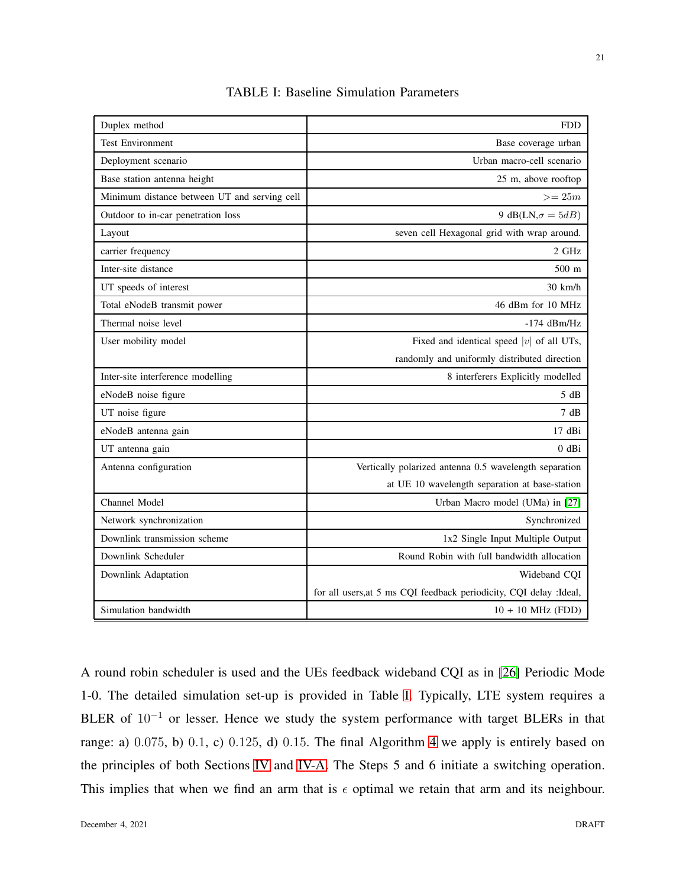TABLE I: Baseline Simulation Parameters

| | |
|---|---|
| Duplex method | FDD |
| Test Environment | Base coverage urban |
| Deployment scenario | Urban macro-cell scenario |
| Base station antenna height | 25 m, above rooftop |
| Minimum distance between UT and serving cell | $>= 25m$ |
| Outdoor to in-car penetration loss | 9 dB(LN,$\sigma = 5dB$) |
| Layout | seven cell Hexagonal grid with wrap around. |
| carrier frequency | 2 GHz |
| Inter-site distance | 500 m |
| UT speeds of interest | 30 km/h |
| Total eNodeB transmit power | 46 dBm for 10 MHz |
| Thermal noise level | -174 dBm/Hz |
| User mobility model | Fixed and identical speed $\lvert v \rvert$ of all UTs, randomly and uniformly distributed direction |
| Inter-site interference modelling | 8 interferers Explicitly modelled |
| eNodeB noise figure | 5 dB |
| UT noise figure | 7 dB |
| eNodeB antenna gain | 17 dBi |
| UT antenna gain | 0 dBi |
| Antenna configuration | Vertically polarized antenna 0.5 wavelength separation at UE 10 wavelength separation at base-station |
| Channel Model | Urban Macro model (UMa) in [27] |
| Network synchronization | Synchronized |
| Downlink transmission scheme | 1x2 Single Input Multiple Output |
| Downlink Scheduler | Round Robin with full bandwidth allocation |
| Downlink Adaptation | Wideband CQI for all users,at 5 ms CQI feedback periodicity, CQI delay :Ideal, |
| Simulation bandwidth | 10 + 10 MHz (FDD) |

A round robin scheduler is used and the UEs feedback wideband CQI as in [26] Periodic Mode 1-0. The detailed simulation set-up is provided in Table I. Typically, LTE system requires a BLER of $10^{-1}$ or lesser. Hence we study the system performance with target BLERs in that range: a) $0.075$, b) $0.1$, c) $0.125$, d) $0.15$. The final Algorithm 4 we apply is entirely based on the principles of both Sections IV and IV-A. The Steps 5 and 6 initiate a switching operation. This implies that when we find an arm that is $\epsilon$ optimal we retain that arm and its neighbour.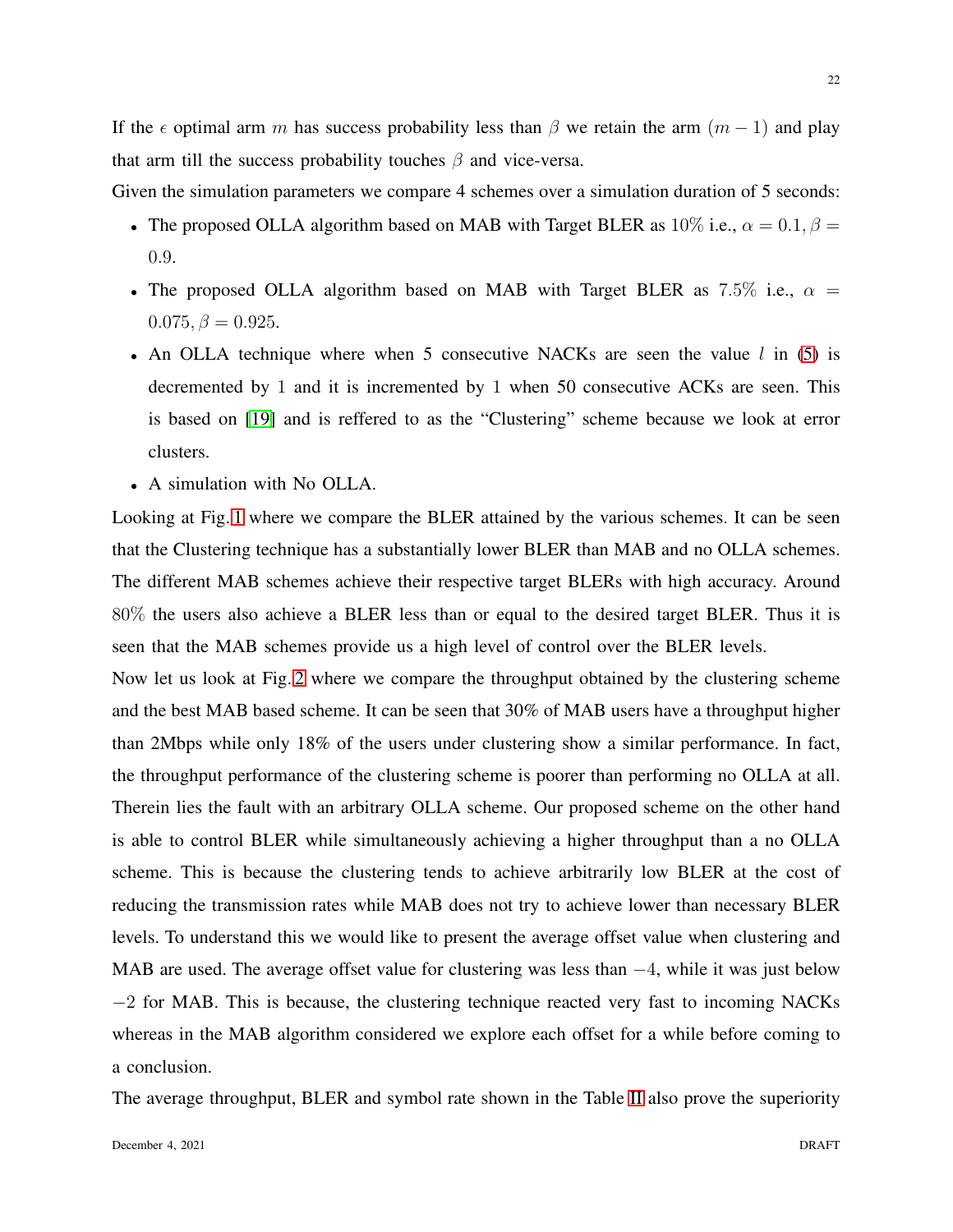If the $\epsilon$ optimal arm $m$ has success probability less than $\beta$ we retain the arm $(m-1)$ and play that arm till the success probability touches $\beta$ and vice-versa.

Given the simulation parameters we compare 4 schemes over a simulation duration of 5 seconds:

- The proposed OLLA algorithm based on MAB with Target BLER as $10\%$ i.e., $\alpha = 0.1, \beta = 0.9$.
- The proposed OLLA algorithm based on MAB with Target BLER as $7.5\%$ i.e., $\alpha = 0.075, \beta = 0.925$.
- An OLLA technique where when 5 consecutive NACKs are seen the value $l$ in (5) is decremented by 1 and it is incremented by 1 when 50 consecutive ACKs are seen. This is based on [19] and is reffered to as the "Clustering" scheme because we look at error clusters.
- A simulation with No OLLA.

Looking at Fig. 1 where we compare the BLER attained by the various schemes. It can be seen that the Clustering technique has a substantially lower BLER than MAB and no OLLA schemes. The different MAB schemes achieve their respective target BLERs with high accuracy. Around $80\%$ the users also achieve a BLER less than or equal to the desired target BLER. Thus it is seen that the MAB schemes provide us a high level of control over the BLER levels.

Now let us look at Fig. 2 where we compare the throughput obtained by the clustering scheme and the best MAB based scheme. It can be seen that 30% of MAB users have a throughput higher than 2Mbps while only 18% of the users under clustering show a similar performance. In fact, the throughput performance of the clustering scheme is poorer than performing no OLLA at all. Therein lies the fault with an arbitrary OLLA scheme. Our proposed scheme on the other hand is able to control BLER while simultaneously achieving a higher throughput than a no OLLA scheme. This is because the clustering tends to achieve arbitrarily low BLER at the cost of reducing the transmission rates while MAB does not try to achieve lower than necessary BLER levels. To understand this we would like to present the average offset value when clustering and MAB are used. The average offset value for clustering was less than $-4$, while it was just below $-2$ for MAB. This is because, the clustering technique reacted very fast to incoming NACKs whereas in the MAB algorithm considered we explore each offset for a while before coming to a conclusion.

The average throughput, BLER and symbol rate shown in the Table II also prove the superiority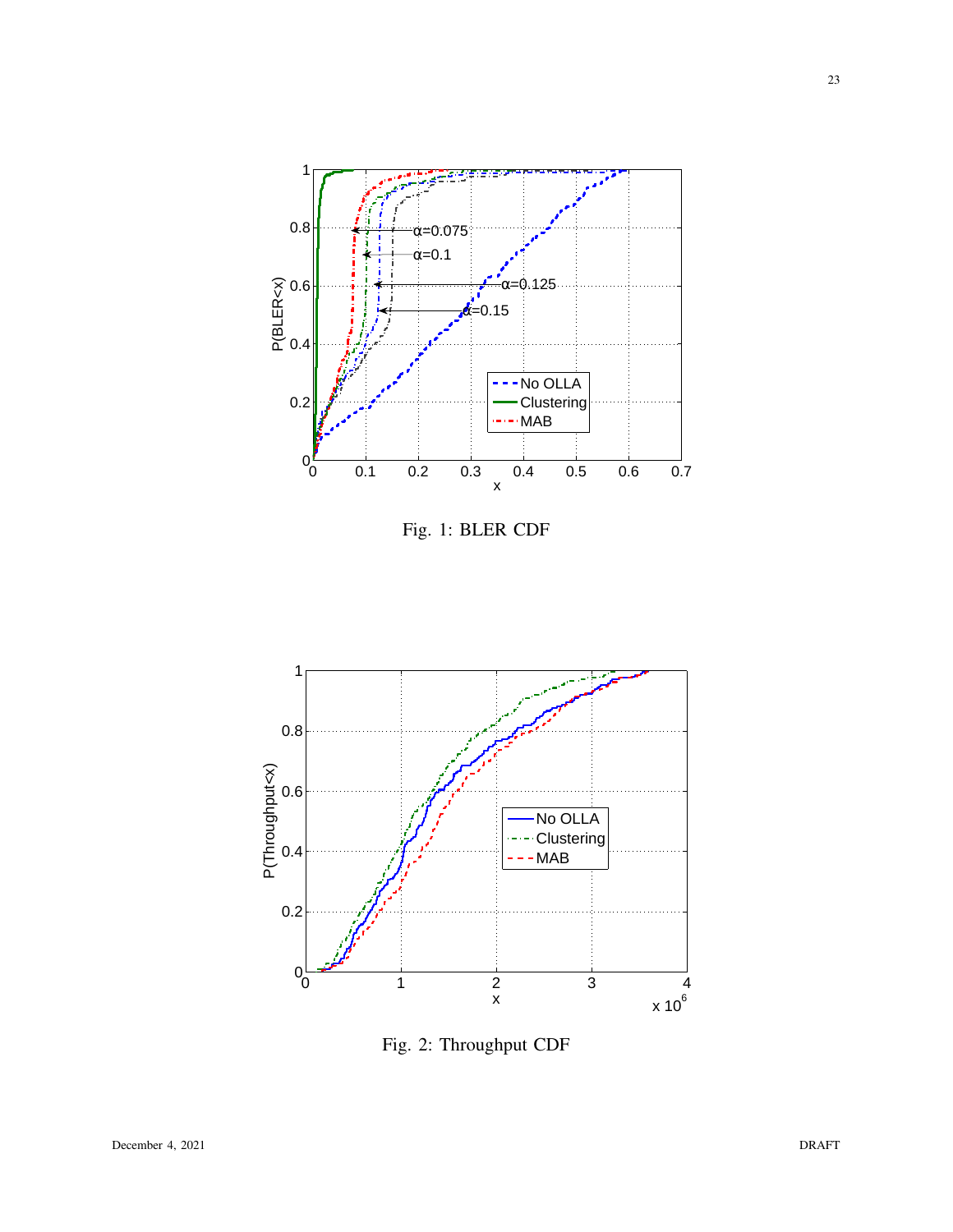Fig. 1: BLER CDF

Fig. 2: Throughput CDF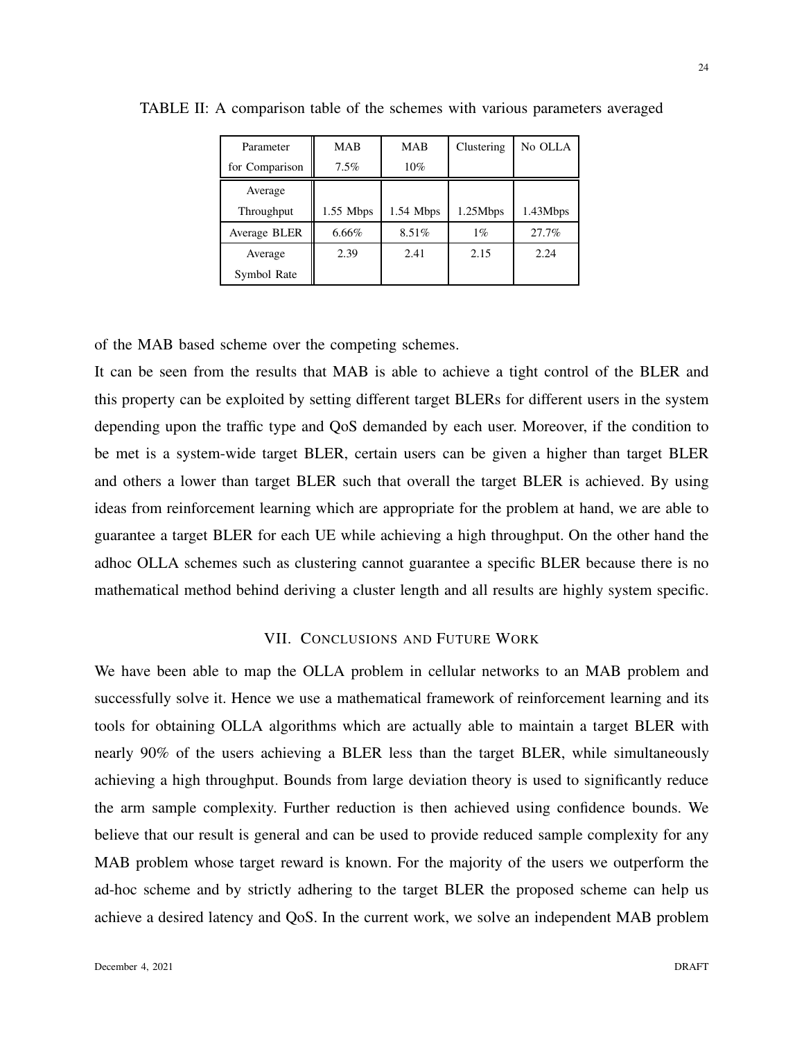TABLE II: A comparison table of the schemes with various parameters averaged

| Parameter for Comparison | MAB 7.5% | MAB 10% | Clustering | No OLLA |
|---|---|---|---|---|
| Average Throughput | 1.55 Mbps | 1.54 Mbps | 1.25Mbps | 1.43Mbps |
| Average BLER | 6.66% | 8.51% | 1% | 27.7% |
| Average Symbol Rate | 2.39 | 2.41 | 2.15 | 2.24 |

of the MAB based scheme over the competing schemes.

It can be seen from the results that MAB is able to achieve a tight control of the BLER and this property can be exploited by setting different target BLERs for different users in the system depending upon the traffic type and QoS demanded by each user. Moreover, if the condition to be met is a system-wide target BLER, certain users can be given a higher than target BLER and others a lower than target BLER such that overall the target BLER is achieved. By using ideas from reinforcement learning which are appropriate for the problem at hand, we are able to guarantee a target BLER for each UE while achieving a high throughput. On the other hand the adhoc OLLA schemes such as clustering cannot guarantee a specific BLER because there is no mathematical method behind deriving a cluster length and all results are highly system specific.

## VII. Conclusions and Future Work

We have been able to map the OLLA problem in cellular networks to an MAB problem and successfully solve it. Hence we use a mathematical framework of reinforcement learning and its tools for obtaining OLLA algorithms which are actually able to maintain a target BLER with nearly 90% of the users achieving a BLER less than the target BLER, while simultaneously achieving a high throughput. Bounds from large deviation theory is used to significantly reduce the arm sample complexity. Further reduction is then achieved using confidence bounds. We believe that our result is general and can be used to provide reduced sample complexity for any MAB problem whose target reward is known. For the majority of the users we outperform the ad-hoc scheme and by strictly adhering to the target BLER the proposed scheme can help us achieve a desired latency and QoS. In the current work, we solve an independent MAB problem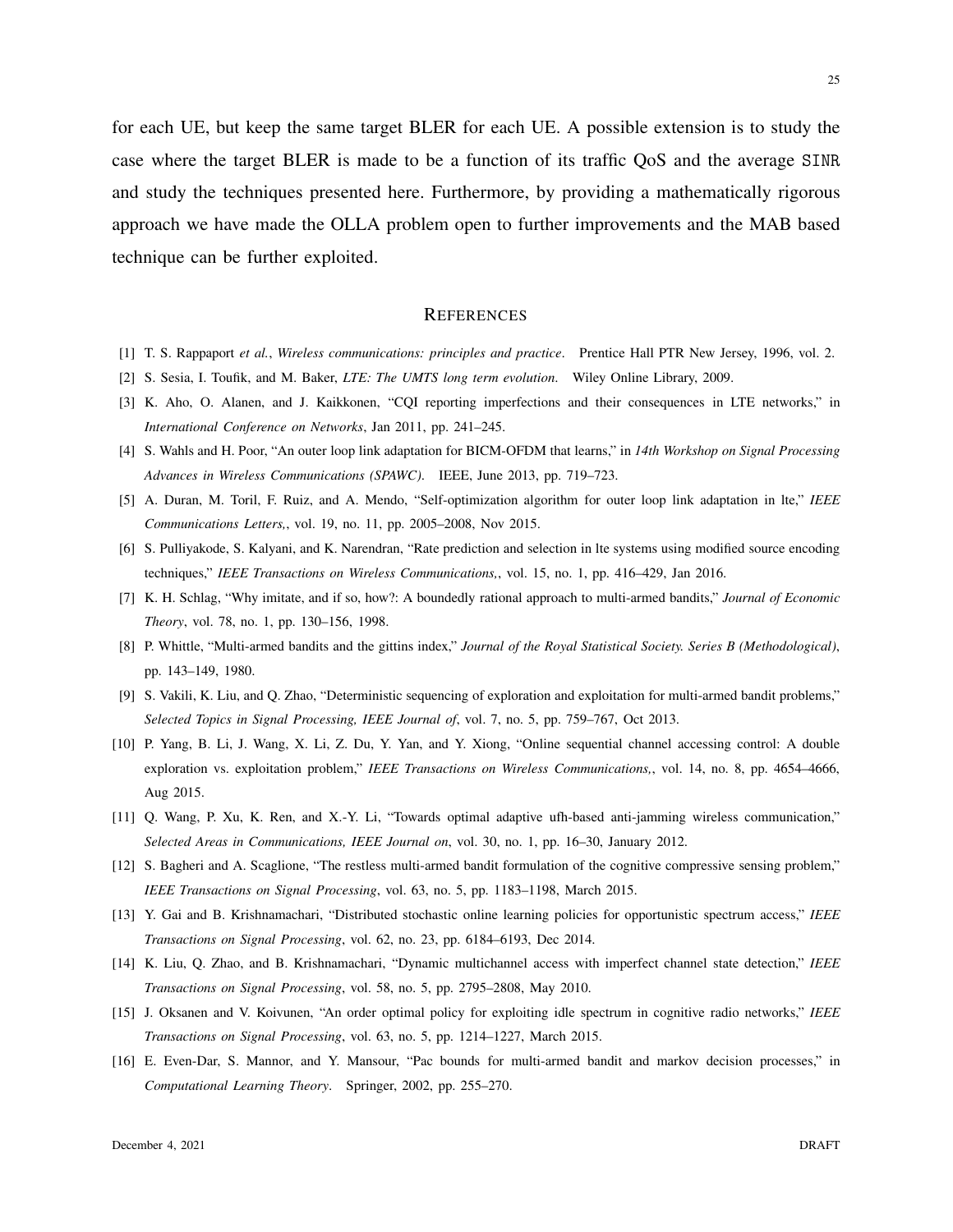for each UE, but keep the same target BLER for each UE. A possible extension is to study the case where the target BLER is made to be a function of its traffic QoS and the average SINR and study the techniques presented here. Furthermore, by providing a mathematically rigorous approach we have made the OLLA problem open to further improvements and the MAB based technique can be further exploited.

## References

[1] T. S. Rappaport *et al.*, *Wireless communications: principles and practice*. Prentice Hall PTR New Jersey, 1996, vol. 2.

[2] S. Sesia, I. Toufik, and M. Baker, *LTE: The UMTS long term evolution*. Wiley Online Library, 2009.

[3] K. Aho, O. Alanen, and J. Kaikkonen, "CQI reporting imperfections and their consequences in LTE networks," in *International Conference on Networks*, Jan 2011, pp. 241–245.

[4] S. Wahls and H. Poor, "An outer loop link adaptation for BICM-OFDM that learns," in *14th Workshop on Signal Processing Advances in Wireless Communications (SPAWC)*. IEEE, June 2013, pp. 719–723.

[5] A. Duran, M. Toril, F. Ruiz, and A. Mendo, "Self-optimization algorithm for outer loop link adaptation in lte," *IEEE Communications Letters,*, vol. 19, no. 11, pp. 2005–2008, Nov 2015.

[6] S. Pulliyakode, S. Kalyani, and K. Narendran, "Rate prediction and selection in lte systems using modified source encoding techniques," *IEEE Transactions on Wireless Communications,*, vol. 15, no. 1, pp. 416–429, Jan 2016.

[7] K. H. Schlag, "Why imitate, and if so, how?: A boundedly rational approach to multi-armed bandits," *Journal of Economic Theory*, vol. 78, no. 1, pp. 130–156, 1998.

[8] P. Whittle, "Multi-armed bandits and the gittins index," *Journal of the Royal Statistical Society. Series B (Methodological)*, pp. 143–149, 1980.

[9] S. Vakili, K. Liu, and Q. Zhao, "Deterministic sequencing of exploration and exploitation for multi-armed bandit problems," *Selected Topics in Signal Processing, IEEE Journal of*, vol. 7, no. 5, pp. 759–767, Oct 2013.

[10] P. Yang, B. Li, J. Wang, X. Li, Z. Du, Y. Yan, and Y. Xiong, "Online sequential channel accessing control: A double exploration vs. exploitation problem," *IEEE Transactions on Wireless Communications,*, vol. 14, no. 8, pp. 4654–4666, Aug 2015.

[11] Q. Wang, P. Xu, K. Ren, and X.-Y. Li, "Towards optimal adaptive ufh-based anti-jamming wireless communication," *Selected Areas in Communications, IEEE Journal on*, vol. 30, no. 1, pp. 16–30, January 2012.

[12] S. Bagheri and A. Scaglione, "The restless multi-armed bandit formulation of the cognitive compressive sensing problem," *IEEE Transactions on Signal Processing*, vol. 63, no. 5, pp. 1183–1198, March 2015.

[13] Y. Gai and B. Krishnamachari, "Distributed stochastic online learning policies for opportunistic spectrum access," *IEEE Transactions on Signal Processing*, vol. 62, no. 23, pp. 6184–6193, Dec 2014.

[14] K. Liu, Q. Zhao, and B. Krishnamachari, "Dynamic multichannel access with imperfect channel state detection," *IEEE Transactions on Signal Processing*, vol. 58, no. 5, pp. 2795–2808, May 2010.

[15] J. Oksanen and V. Koivunen, "An order optimal policy for exploiting idle spectrum in cognitive radio networks," *IEEE Transactions on Signal Processing*, vol. 63, no. 5, pp. 1214–1227, March 2015.

[16] E. Even-Dar, S. Mannor, and Y. Mansour, "Pac bounds for multi-armed bandit and markov decision processes," in *Computational Learning Theory*. Springer, 2002, pp. 255–270.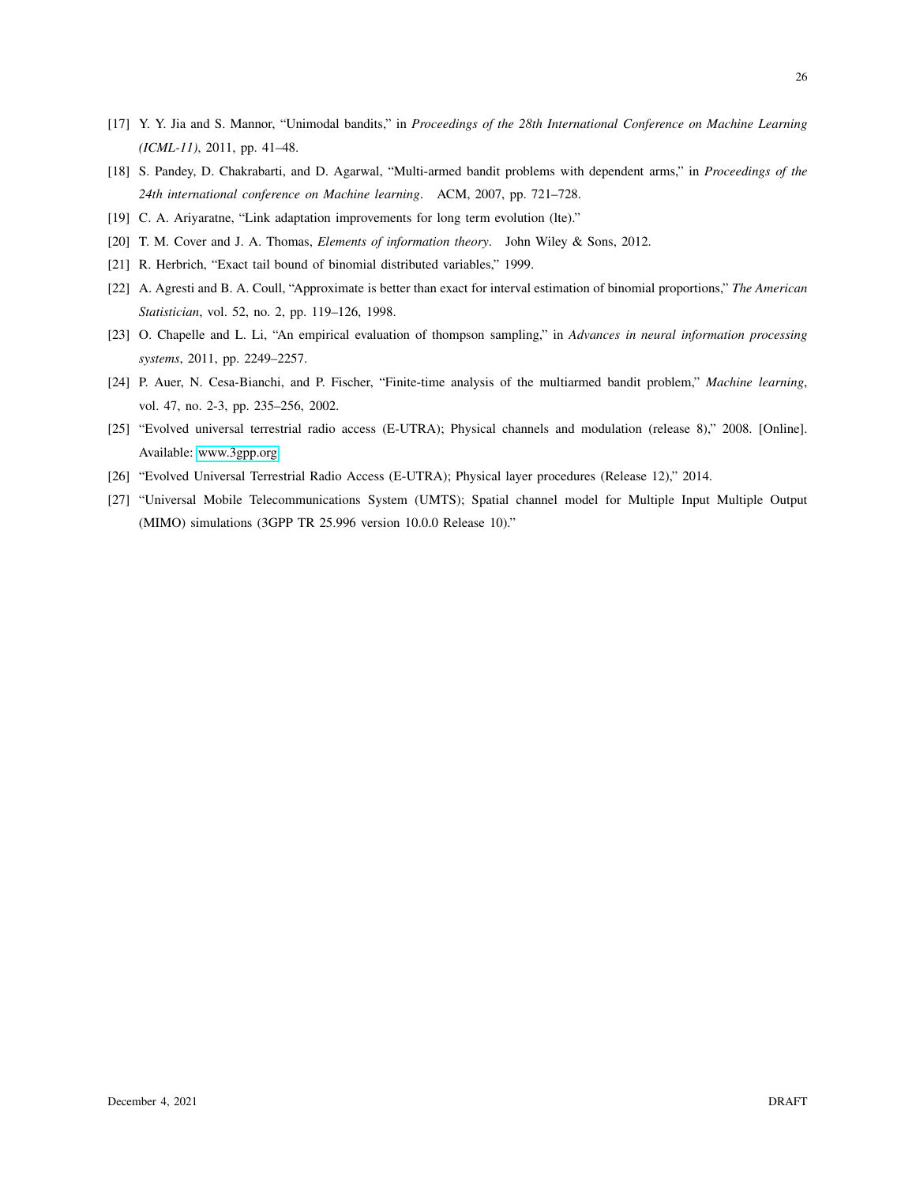[17] Y. Y. Jia and S. Mannor, "Unimodal bandits," in *Proceedings of the 28th International Conference on Machine Learning (ICML-11)*, 2011, pp. 41–48.

[18] S. Pandey, D. Chakrabarti, and D. Agarwal, "Multi-armed bandit problems with dependent arms," in *Proceedings of the 24th international conference on Machine learning*. ACM, 2007, pp. 721–728.

[19] C. A. Ariyaratne, "Link adaptation improvements for long term evolution (lte)."

[20] T. M. Cover and J. A. Thomas, *Elements of information theory*. John Wiley & Sons, 2012.

[21] R. Herbrich, "Exact tail bound of binomial distributed variables," 1999.

[22] A. Agresti and B. A. Coull, "Approximate is better than exact for interval estimation of binomial proportions," *The American Statistician*, vol. 52, no. 2, pp. 119–126, 1998.

[23] O. Chapelle and L. Li, "An empirical evaluation of thompson sampling," in *Advances in neural information processing systems*, 2011, pp. 2249–2257.

[24] P. Auer, N. Cesa-Bianchi, and P. Fischer, "Finite-time analysis of the multiarmed bandit problem," *Machine learning*, vol. 47, no. 2-3, pp. 235–256, 2002.

[25] "Evolved universal terrestrial radio access (E-UTRA); Physical channels and modulation (release 8)," 2008. [Online]. Available: www.3gpp.org

[26] "Evolved Universal Terrestrial Radio Access (E-UTRA); Physical layer procedures (Release 12)," 2014.

[27] "Universal Mobile Telecommunications System (UMTS); Spatial channel model for Multiple Input Multiple Output (MIMO) simulations (3GPP TR 25.996 version 10.0.0 Release 10)."